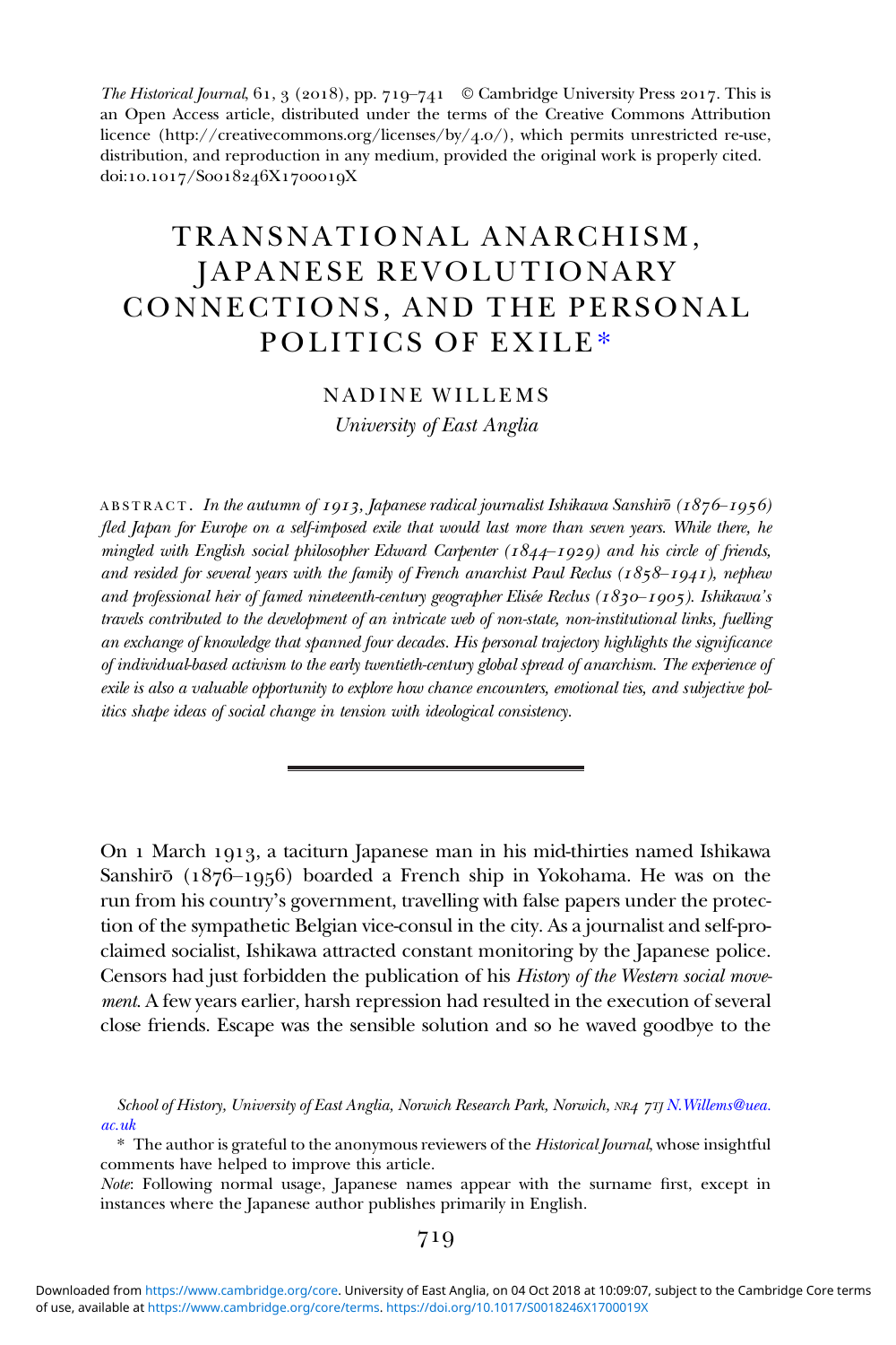*The Historical Journal*, 61, 3 (2018), pp. 719–741 © Cambridge University Press 2017. This is an Open Access article, distributed under the terms of the Creative Commons Attribution licence (http://creativecommons.org/licenses/by/4.0/), which permits unrestricted re-use, distribution, and reproduction in any medium, provided the original work is properly cited. doi:10.1017/S0018246X1700019X

# TRANSNATIONAL ANARCHISM, JAPANESE REVOLUTIONARY CONNECTIONS, AND THE PERSONAL POLITICS OF EXILE*

NADINE WILLEMS

*University of East Anglia*

ABSTRACT. *In the autumn of 1913, Japanese radical journalist Ishikawa Sanshirō (1876–1956) fled Japan for Europe on a self-imposed exile that would last more than seven years. While there, he mingled with English social philosopher Edward Carpenter (1844–1929) and his circle of friends, and resided for several years with the family of French anarchist Paul Reclus (1858–1941), nephew and professional heir of famed nineteenth-century geographer Elisée Reclus (1830–1905). Ishikawa's travels contributed to the development of an intricate web of non-state, non-institutional links, fuelling an exchange of knowledge that spanned four decades. His personal trajectory highlights the significance of individual-based activism to the early twentieth-century global spread of anarchism. The experience of exile is also a valuable opportunity to explore how chance encounters, emotional ties, and subjective politics shape ideas of social change in tension with ideological consistency.*

---

On 1 March 1913, a taciturn Japanese man in his mid-thirties named Ishikawa Sanshirō (1876–1956) boarded a French ship in Yokohama. He was on the run from his country's government, travelling with false papers under the protection of the sympathetic Belgian vice-consul in the city. As a journalist and self-proclaimed socialist, Ishikawa attracted constant monitoring by the Japanese police. Censors had just forbidden the publication of his *History of the Western social movement*. A few years earlier, harsh repression had resulted in the execution of several close friends. Escape was the sensible solution and so he waved goodbye to the

School of History, University of East Anglia, Norwich Research Park, Norwich, NR4 7TJ N.Willems@uea.ac.uk

* The author is grateful to the anonymous reviewers of the *Historical Journal*, whose insightful comments have helped to improve this article.

*Note*: Following normal usage, Japanese names appear with the surname first, except in instances where the Japanese author publishes primarily in English.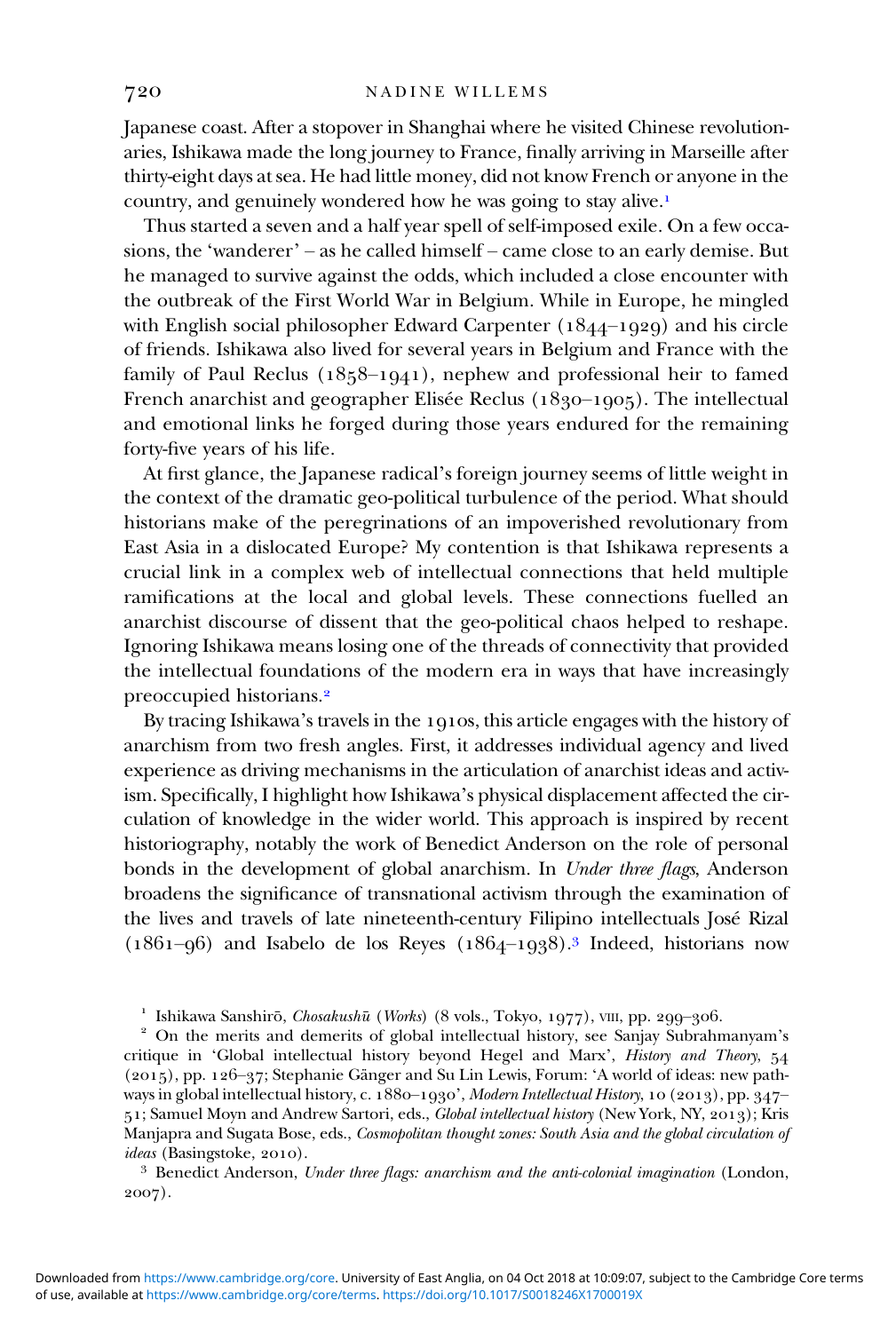Japanese coast. After a stopover in Shanghai where he visited Chinese revolutionaries, Ishikawa made the long journey to France, finally arriving in Marseille after thirty-eight days at sea. He had little money, did not know French or anyone in the country, and genuinely wondered how he was going to stay alive.[1]

Thus started a seven and a half year spell of self-imposed exile. On a few occasions, the 'wanderer' – as he called himself – came close to an early demise. But he managed to survive against the odds, which included a close encounter with the outbreak of the First World War in Belgium. While in Europe, he mingled with English social philosopher Edward Carpenter (1844–1929) and his circle of friends. Ishikawa also lived for several years in Belgium and France with the family of Paul Reclus (1858–1941), nephew and professional heir to famed French anarchist and geographer Elisée Reclus (1830–1905). The intellectual and emotional links he forged during those years endured for the remaining forty-five years of his life.

At first glance, the Japanese radical's foreign journey seems of little weight in the context of the dramatic geo-political turbulence of the period. What should historians make of the peregrinations of an impoverished revolutionary from East Asia in a dislocated Europe? My contention is that Ishikawa represents a crucial link in a complex web of intellectual connections that held multiple ramifications at the local and global levels. These connections fuelled an anarchist discourse of dissent that the geo-political chaos helped to reshape. Ignoring Ishikawa means losing one of the threads of connectivity that provided the intellectual foundations of the modern era in ways that have increasingly preoccupied historians.[2]

By tracing Ishikawa's travels in the 1910s, this article engages with the history of anarchism from two fresh angles. First, it addresses individual agency and lived experience as driving mechanisms in the articulation of anarchist ideas and activism. Specifically, I highlight how Ishikawa's physical displacement affected the circulation of knowledge in the wider world. This approach is inspired by recent historiography, notably the work of Benedict Anderson on the role of personal bonds in the development of global anarchism. In *Under three flags*, Anderson broadens the significance of transnational activism through the examination of the lives and travels of late nineteenth-century Filipino intellectuals José Rizal (1861–96) and Isabelo de los Reyes (1864–1938).[3] Indeed, historians now

[1] Ishikawa Sanshirō, *Chosakushū* (*Works*) (8 vols., Tokyo, 1977), VIII, pp. 299–306.

[2] On the merits and demerits of global intellectual history, see Sanjay Subrahmanyam's critique in 'Global intellectual history beyond Hegel and Marx', *History and Theory*, 54 (2015), pp. 126–37; Stephanie Gänger and Su Lin Lewis, Forum: 'A world of ideas: new pathways in global intellectual history, c. 1880–1930', *Modern Intellectual History*, 10 (2013), pp. 347–51; Samuel Moyn and Andrew Sartori, eds., *Global intellectual history* (New York, NY, 2013); Kris Manjapra and Sugata Bose, eds., *Cosmopolitan thought zones: South Asia and the global circulation of ideas* (Basingstoke, 2010).

[3] Benedict Anderson, *Under three flags: anarchism and the anti-colonial imagination* (London, 2007).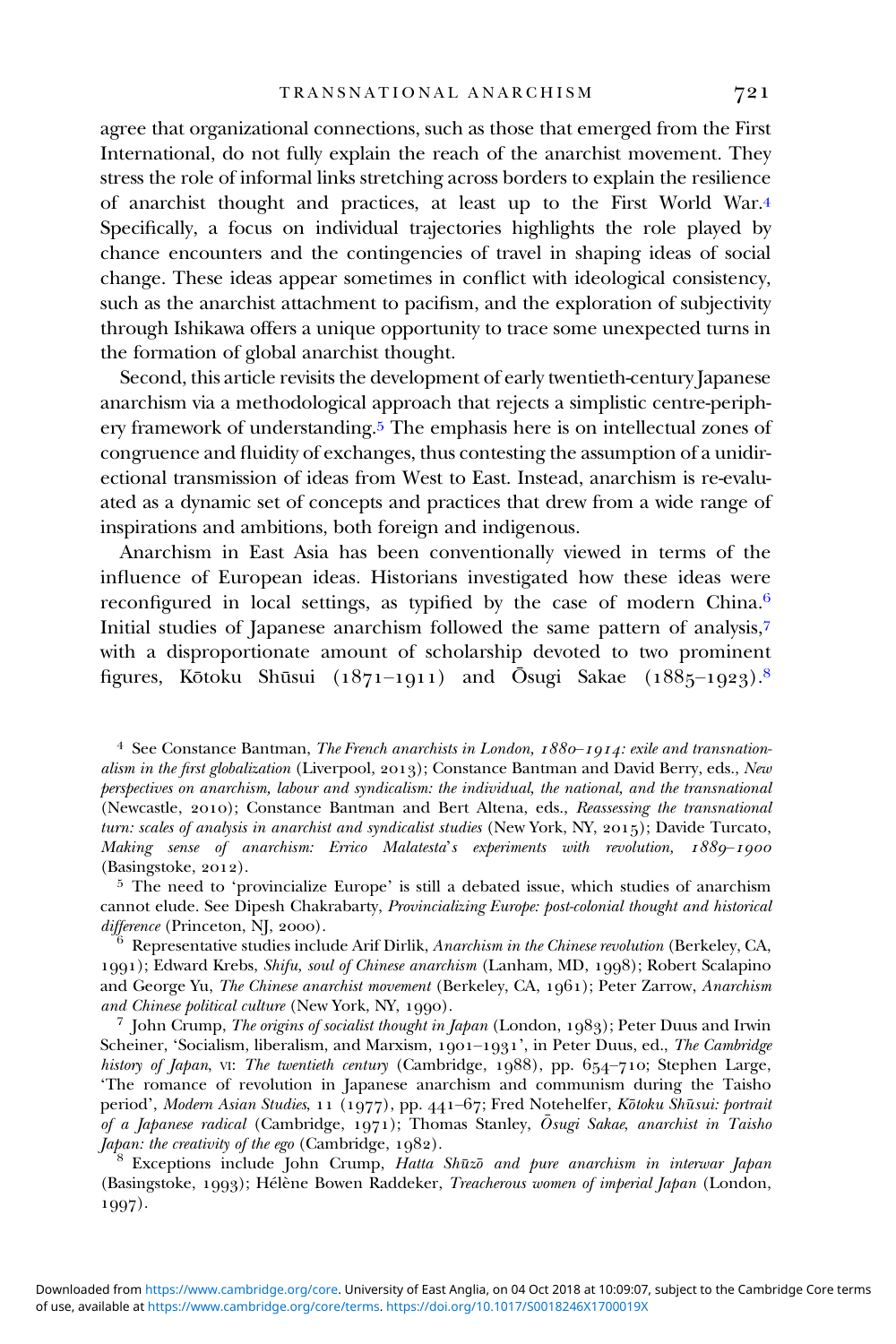agree that organizational connections, such as those that emerged from the First International, do not fully explain the reach of the anarchist movement. They stress the role of informal links stretching across borders to explain the resilience of anarchist thought and practices, at least up to the First World War.[4] Specifically, a focus on individual trajectories highlights the role played by chance encounters and the contingencies of travel in shaping ideas of social change. These ideas appear sometimes in conflict with ideological consistency, such as the anarchist attachment to pacifism, and the exploration of subjectivity through Ishikawa offers a unique opportunity to trace some unexpected turns in the formation of global anarchist thought.

Second, this article revisits the development of early twentieth-century Japanese anarchism via a methodological approach that rejects a simplistic centre-periphery framework of understanding.[5] The emphasis here is on intellectual zones of congruence and fluidity of exchanges, thus contesting the assumption of a unidirectional transmission of ideas from West to East. Instead, anarchism is re-evaluated as a dynamic set of concepts and practices that drew from a wide range of inspirations and ambitions, both foreign and indigenous.

Anarchism in East Asia has been conventionally viewed in terms of the influence of European ideas. Historians investigated how these ideas were reconfigured in local settings, as typified by the case of modern China.[6] Initial studies of Japanese anarchism followed the same pattern of analysis,[7] with a disproportionate amount of scholarship devoted to two prominent figures, Kōtoku Shūsui (1871–1911) and Ōsugi Sakae (1885–1923).[8]

[4] See Constance Bantman, *The French anarchists in London, 1880–1914: exile and transnationalism in the first globalization* (Liverpool, 2013); Constance Bantman and David Berry, eds., *New perspectives on anarchism, labour and syndicalism: the individual, the national, and the transnational* (Newcastle, 2010); Constance Bantman and Bert Altena, eds., *Reassessing the transnational turn: scales of analysis in anarchist and syndicalist studies* (New York, NY, 2015); Davide Turcato, *Making sense of anarchism: Errico Malatesta's experiments with revolution, 1889–1900* (Basingstoke, 2012).

[5] The need to 'provincialize Europe' is still a debated issue, which studies of anarchism cannot elude. See Dipesh Chakrabarty, *Provincializing Europe: post-colonial thought and historical difference* (Princeton, NJ, 2000).

[6] Representative studies include Arif Dirlik, *Anarchism in the Chinese revolution* (Berkeley, CA, 1991); Edward Krebs, *Shifu, soul of Chinese anarchism* (Lanham, MD, 1998); Robert Scalapino and George Yu, *The Chinese anarchist movement* (Berkeley, CA, 1961); Peter Zarrow, *Anarchism and Chinese political culture* (New York, NY, 1990).

[7] John Crump, *The origins of socialist thought in Japan* (London, 1983); Peter Duus and Irwin Scheiner, 'Socialism, liberalism, and Marxism, 1901–1931', in Peter Duus, ed., *The Cambridge history of Japan*, VI: *The twentieth century* (Cambridge, 1988), pp. 654–710; Stephen Large, 'The romance of revolution in Japanese anarchism and communism during the Taisho period', *Modern Asian Studies*, 11 (1977), pp. 441–67; Fred Notehelfer, *Kōtoku Shūsui: portrait of a Japanese radical* (Cambridge, 1971); Thomas Stanley, *Ōsugi Sakae, anarchist in Taisho Japan: the creativity of the ego* (Cambridge, 1982).

[8] Exceptions include John Crump, *Hatta Shūzō and pure anarchism in interwar Japan* (Basingstoke, 1993); Hélène Bowen Raddeker, *Treacherous women of imperial Japan* (London, 1997).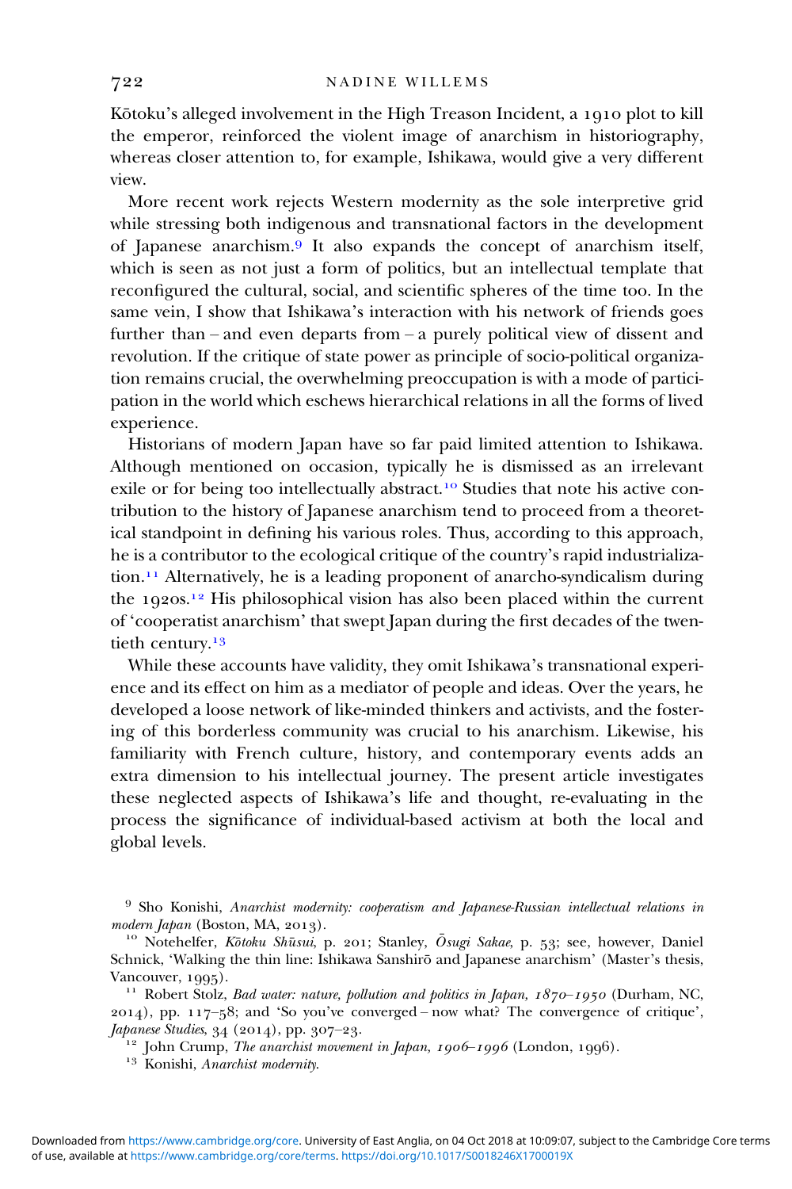Kōtoku's alleged involvement in the High Treason Incident, a 1910 plot to kill the emperor, reinforced the violent image of anarchism in historiography, whereas closer attention to, for example, Ishikawa, would give a very different view.

More recent work rejects Western modernity as the sole interpretive grid while stressing both indigenous and transnational factors in the development of Japanese anarchism.[9] It also expands the concept of anarchism itself, which is seen as not just a form of politics, but an intellectual template that reconfigured the cultural, social, and scientific spheres of the time too. In the same vein, I show that Ishikawa's interaction with his network of friends goes further than – and even departs from – a purely political view of dissent and revolution. If the critique of state power as principle of socio-political organization remains crucial, the overwhelming preoccupation is with a mode of participation in the world which eschews hierarchical relations in all the forms of lived experience.

Historians of modern Japan have so far paid limited attention to Ishikawa. Although mentioned on occasion, typically he is dismissed as an irrelevant exile or for being too intellectually abstract.[10] Studies that note his active contribution to the history of Japanese anarchism tend to proceed from a theoretical standpoint in defining his various roles. Thus, according to this approach, he is a contributor to the ecological critique of the country's rapid industrialization.[11] Alternatively, he is a leading proponent of anarcho-syndicalism during the 1920s.[12] His philosophical vision has also been placed within the current of 'cooperatist anarchism' that swept Japan during the first decades of the twentieth century.[13]

While these accounts have validity, they omit Ishikawa's transnational experience and its effect on him as a mediator of people and ideas. Over the years, he developed a loose network of like-minded thinkers and activists, and the fostering of this borderless community was crucial to his anarchism. Likewise, his familiarity with French culture, history, and contemporary events adds an extra dimension to his intellectual journey. The present article investigates these neglected aspects of Ishikawa's life and thought, re-evaluating in the process the significance of individual-based activism at both the local and global levels.

---

[9] Sho Konishi, *Anarchist modernity: cooperatism and Japanese-Russian intellectual relations in modern Japan* (Boston, MA, 2013).

[10] Notehelfer, *Kōtoku Shūsui*, p. 201; Stanley, *Ōsugi Sakae*, p. 53; see, however, Daniel Schnick, 'Walking the thin line: Ishikawa Sanshirō and Japanese anarchism' (Master's thesis, Vancouver, 1995).

[11] Robert Stolz, *Bad water: nature, pollution and politics in Japan, 1870–1950* (Durham, NC, 2014), pp. 117–58; and 'So you've converged – now what? The convergence of critique', *Japanese Studies*, 34 (2014), pp. 307–23.

[12] John Crump, *The anarchist movement in Japan, 1906–1996* (London, 1996).

[13] Konishi, *Anarchist modernity*.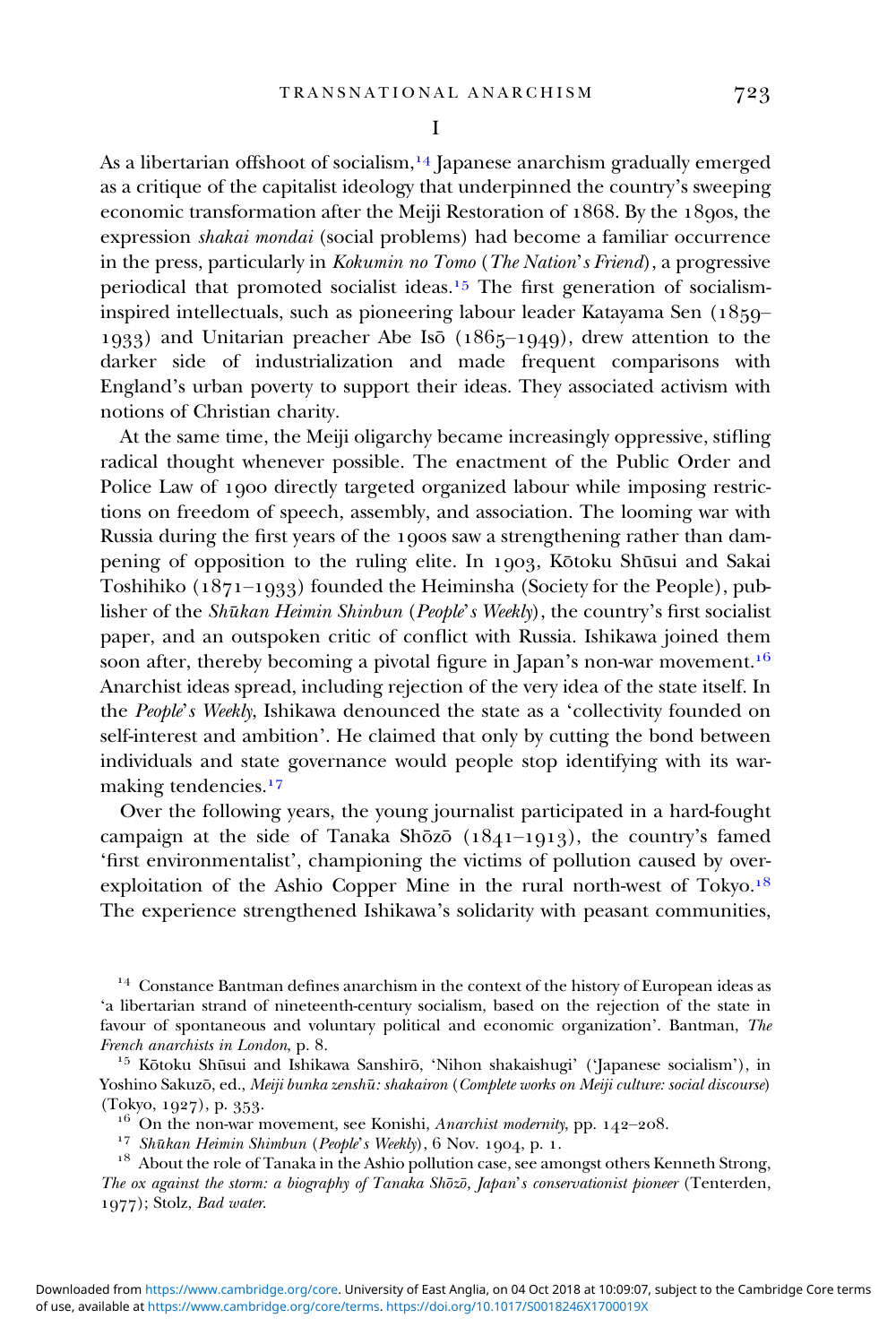# I

As a libertarian offshoot of socialism,[14] Japanese anarchism gradually emerged as a critique of the capitalist ideology that underpinned the country's sweeping economic transformation after the Meiji Restoration of 1868. By the 1890s, the expression *shakai mondai* (social problems) had become a familiar occurrence in the press, particularly in *Kokumin no Tomo* (*The Nation's Friend*), a progressive periodical that promoted socialist ideas.[15] The first generation of socialism-inspired intellectuals, such as pioneering labour leader Katayama Sen (1859–1933) and Unitarian preacher Abe Isō (1865–1949), drew attention to the darker side of industrialization and made frequent comparisons with England's urban poverty to support their ideas. They associated activism with notions of Christian charity.

At the same time, the Meiji oligarchy became increasingly oppressive, stifling radical thought whenever possible. The enactment of the Public Order and Police Law of 1900 directly targeted organized labour while imposing restrictions on freedom of speech, assembly, and association. The looming war with Russia during the first years of the 1900s saw a strengthening rather than dampening of opposition to the ruling elite. In 1903, Kōtoku Shūsui and Sakai Toshihiko (1871–1933) founded the Heiminsha (Society for the People), publisher of the *Shūkan Heimin Shinbun* (*People's Weekly*), the country's first socialist paper, and an outspoken critic of conflict with Russia. Ishikawa joined them soon after, thereby becoming a pivotal figure in Japan's non-war movement.[16] Anarchist ideas spread, including rejection of the very idea of the state itself. In the *People's Weekly*, Ishikawa denounced the state as a 'collectivity founded on self-interest and ambition'. He claimed that only by cutting the bond between individuals and state governance would people stop identifying with its war-making tendencies.[17]

Over the following years, the young journalist participated in a hard-fought campaign at the side of Tanaka Shōzō (1841–1913), the country's famed 'first environmentalist', championing the victims of pollution caused by over-exploitation of the Ashio Copper Mine in the rural north-west of Tokyo.[18] The experience strengthened Ishikawa's solidarity with peasant communities,

[14] Constance Bantman defines anarchism in the context of the history of European ideas as 'a libertarian strand of nineteenth-century socialism, based on the rejection of the state in favour of spontaneous and voluntary political and economic organization'. Bantman, *The French anarchists in London*, p. 8.

[15] Kōtoku Shūsui and Ishikawa Sanshirō, 'Nihon shakaishugi' ('Japanese socialism'), in Yoshino Sakuzō, ed., *Meiji bunka zenshū: shakairon* (*Complete works on Meiji culture: social discourse*) (Tokyo, 1927), p. 353.

[16] On the non-war movement, see Konishi, *Anarchist modernity*, pp. 142–208.

[17] *Shūkan Heimin Shimbun* (*People's Weekly*), 6 Nov. 1904, p. 1.

[18] About the role of Tanaka in the Ashio pollution case, see amongst others Kenneth Strong, *The ox against the storm: a biography of Tanaka Shōzō, Japan's conservationist pioneer* (Tenterden, 1977); Stolz, *Bad water*.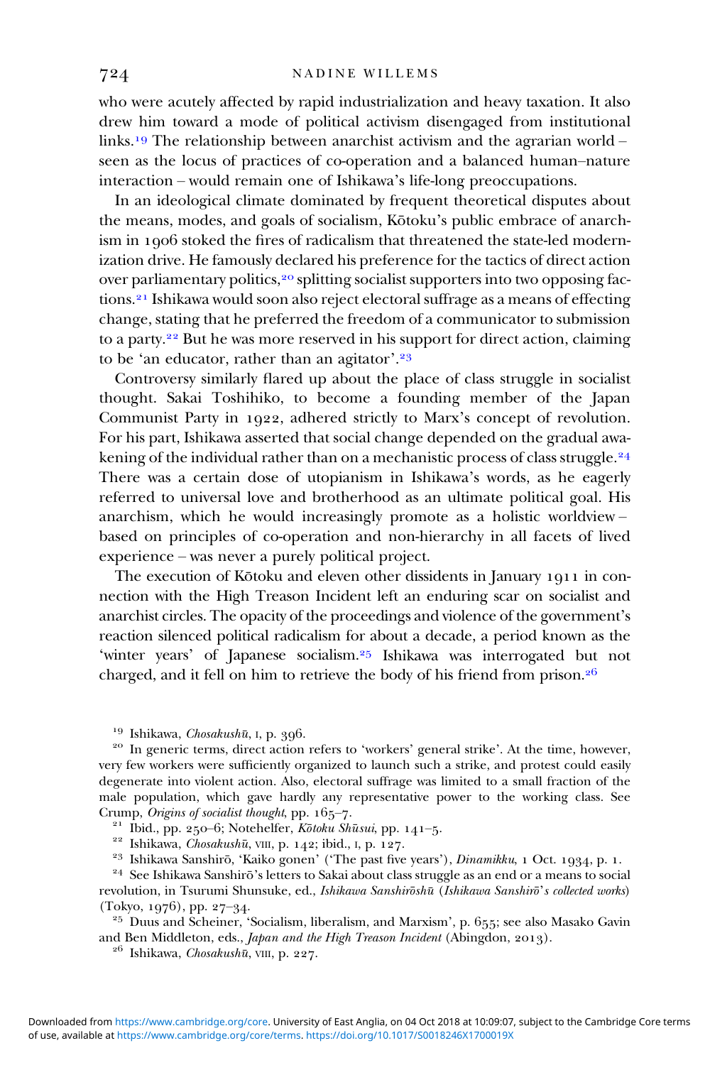who were acutely affected by rapid industrialization and heavy taxation. It also drew him toward a mode of political activism disengaged from institutional links.[19] The relationship between anarchist activism and the agrarian world – seen as the locus of practices of co-operation and a balanced human–nature interaction – would remain one of Ishikawa's life-long preoccupations.

In an ideological climate dominated by frequent theoretical disputes about the means, modes, and goals of socialism, Kōtoku's public embrace of anarchism in 1906 stoked the fires of radicalism that threatened the state-led modernization drive. He famously declared his preference for the tactics of direct action over parliamentary politics,[20] splitting socialist supporters into two opposing factions.[21] Ishikawa would soon also reject electoral suffrage as a means of effecting change, stating that he preferred the freedom of a communicator to submission to a party.[22] But he was more reserved in his support for direct action, claiming to be 'an educator, rather than an agitator'.[23]

Controversy similarly flared up about the place of class struggle in socialist thought. Sakai Toshihiko, to become a founding member of the Japan Communist Party in 1922, adhered strictly to Marx's concept of revolution. For his part, Ishikawa asserted that social change depended on the gradual awakening of the individual rather than on a mechanistic process of class struggle.[24] There was a certain dose of utopianism in Ishikawa's words, as he eagerly referred to universal love and brotherhood as an ultimate political goal. His anarchism, which he would increasingly promote as a holistic worldview – based on principles of co-operation and non-hierarchy in all facets of lived experience – was never a purely political project.

The execution of Kōtoku and eleven other dissidents in January 1911 in connection with the High Treason Incident left an enduring scar on socialist and anarchist circles. The opacity of the proceedings and violence of the government's reaction silenced political radicalism for about a decade, a period known as the 'winter years' of Japanese socialism.[25] Ishikawa was interrogated but not charged, and it fell on him to retrieve the body of his friend from prison.[26]

---

[19] Ishikawa, *Chosakushū*, I, p. 396.

[20] In generic terms, direct action refers to 'workers' general strike'. At the time, however, very few workers were sufficiently organized to launch such a strike, and protest could easily degenerate into violent action. Also, electoral suffrage was limited to a small fraction of the male population, which gave hardly any representative power to the working class. See Crump, *Origins of socialist thought*, pp. 165–7.

[21] Ibid., pp. 250–6; Notehelfer, *Kōtoku Shūsui*, pp. 141–5.

[22] Ishikawa, *Chosakushū*, VIII, p. 142; ibid., I, p. 127.

[23] Ishikawa Sanshirō, 'Kaiko gonen' ('The past five years'), *Dinamikku*, 1 Oct. 1934, p. 1.

[24] See Ishikawa Sanshirō's letters to Sakai about class struggle as an end or a means to social revolution, in Tsurumi Shunsuke, ed., *Ishikawa Sanshirōshū* (*Ishikawa Sanshirō's collected works*) (Tokyo, 1976), pp. 27–34.

[25] Duus and Scheiner, 'Socialism, liberalism, and Marxism', p. 655; see also Masako Gavin and Ben Middleton, eds., *Japan and the High Treason Incident* (Abingdon, 2013).

[26] Ishikawa, *Chosakushū*, VIII, p. 227.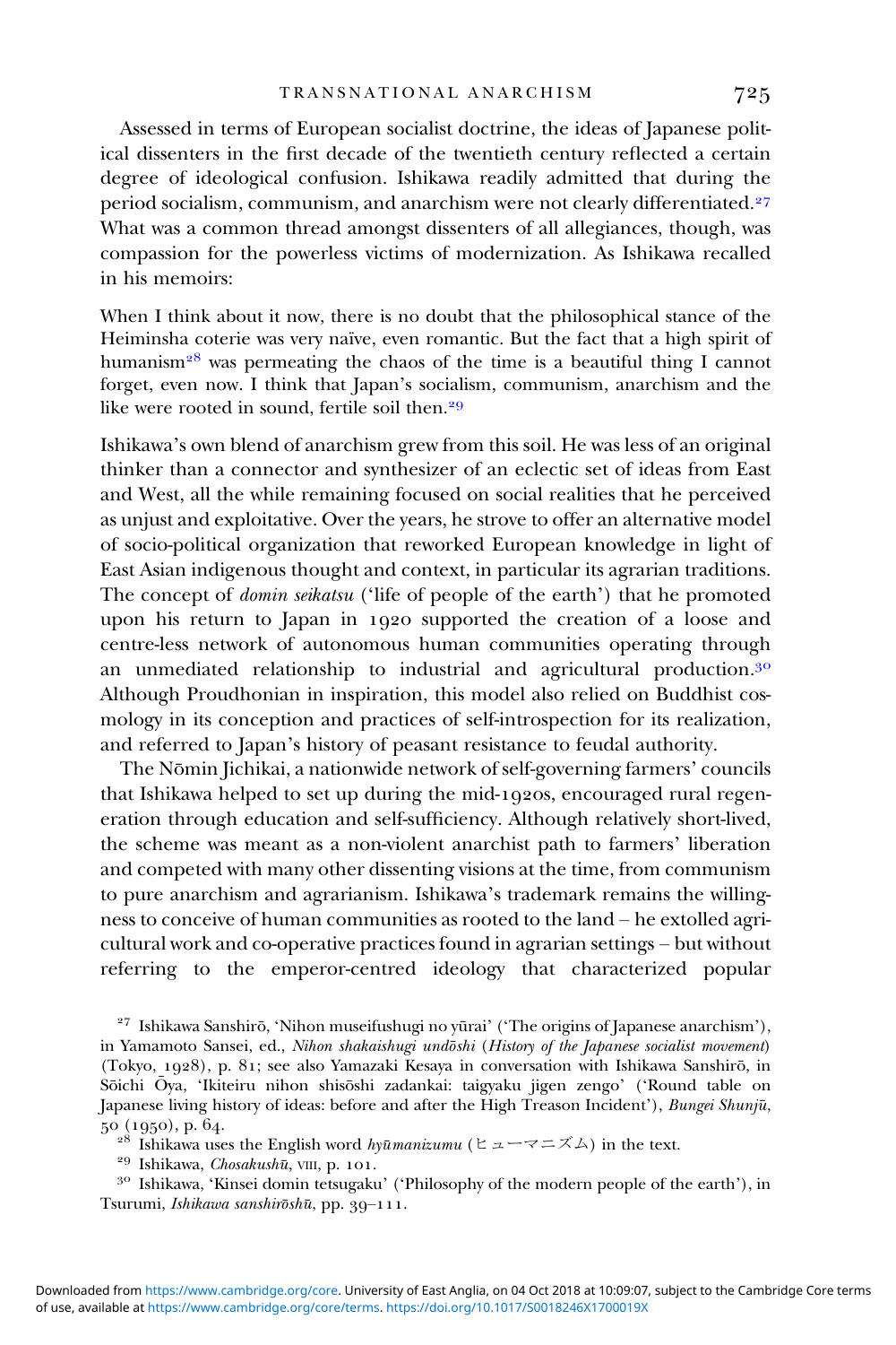Assessed in terms of European socialist doctrine, the ideas of Japanese political dissenters in the first decade of the twentieth century reflected a certain degree of ideological confusion. Ishikawa readily admitted that during the period socialism, communism, and anarchism were not clearly differentiated.[27] What was a common thread amongst dissenters of all allegiances, though, was compassion for the powerless victims of modernization. As Ishikawa recalled in his memoirs:

> When I think about it now, there is no doubt that the philosophical stance of the Heiminsha coterie was very naïve, even romantic. But the fact that a high spirit of humanism[28] was permeating the chaos of the time is a beautiful thing I cannot forget, even now. I think that Japan's socialism, communism, anarchism and the like were rooted in sound, fertile soil then.[29]

Ishikawa's own blend of anarchism grew from this soil. He was less of an original thinker than a connector and synthesizer of an eclectic set of ideas from East and West, all the while remaining focused on social realities that he perceived as unjust and exploitative. Over the years, he strove to offer an alternative model of socio-political organization that reworked European knowledge in light of East Asian indigenous thought and context, in particular its agrarian traditions. The concept of *domin seikatsu* ('life of people of the earth') that he promoted upon his return to Japan in 1920 supported the creation of a loose and centre-less network of autonomous human communities operating through an unmediated relationship to industrial and agricultural production.[30] Although Proudhonian in inspiration, this model also relied on Buddhist cosmology in its conception and practices of self-introspection for its realization, and referred to Japan's history of peasant resistance to feudal authority.

The Nōmin Jichikai, a nationwide network of self-governing farmers' councils that Ishikawa helped to set up during the mid-1920s, encouraged rural regeneration through education and self-sufficiency. Although relatively short-lived, the scheme was meant as a non-violent anarchist path to farmers' liberation and competed with many other dissenting visions at the time, from communism to pure anarchism and agrarianism. Ishikawa's trademark remains the willingness to conceive of human communities as rooted to the land – he extolled agricultural work and co-operative practices found in agrarian settings – but without referring to the emperor-centred ideology that characterized popular

[27] Ishikawa Sanshirō, 'Nihon museifushugi no yūrai' ('The origins of Japanese anarchism'), in Yamamoto Sansei, ed., *Nihon shakaishugi undōshi* (*History of the Japanese socialist movement*) (Tokyo, 1928), p. 81; see also Yamazaki Kesaya in conversation with Ishikawa Sanshirō, in Sōichi Ōya, 'Ikiteiru nihon shisōshi zadankai: taigyaku jigen zengo' ('Round table on Japanese living history of ideas: before and after the High Treason Incident'), *Bungei Shunjū*, 50 (1950), p. 64.

[28] Ishikawa uses the English word *hyūmanizumu* (ヒューマニズム) in the text.

[29] Ishikawa, *Chosakushū*, VIII, p. 101.

[30] Ishikawa, 'Kinsei domin tetsugaku' ('Philosophy of the modern people of the earth'), in Tsurumi, *Ishikawa sanshirōshū*, pp. 39–111.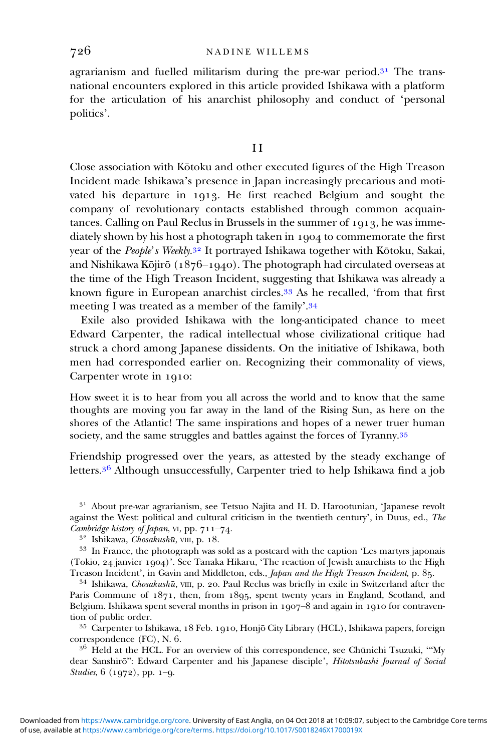agrarianism and fuelled militarism during the pre-war period.[31] The transnational encounters explored in this article provided Ishikawa with a platform for the articulation of his anarchist philosophy and conduct of 'personal politics'.

## II

Close association with Kōtoku and other executed figures of the High Treason Incident made Ishikawa's presence in Japan increasingly precarious and motivated his departure in 1913. He first reached Belgium and sought the company of revolutionary contacts established through common acquaintances. Calling on Paul Reclus in Brussels in the summer of 1913, he was immediately shown by his host a photograph taken in 1904 to commemorate the first year of the *People's Weekly*.[32] It portrayed Ishikawa together with Kōtoku, Sakai, and Nishikawa Kōjirō (1876–1940). The photograph had circulated overseas at the time of the High Treason Incident, suggesting that Ishikawa was already a known figure in European anarchist circles.[33] As he recalled, 'from that first meeting I was treated as a member of the family'.[34]

Exile also provided Ishikawa with the long-anticipated chance to meet Edward Carpenter, the radical intellectual whose civilizational critique had struck a chord among Japanese dissidents. On the initiative of Ishikawa, both men had corresponded earlier on. Recognizing their commonality of views, Carpenter wrote in 1910:

> How sweet it is to hear from you all across the world and to know that the same thoughts are moving you far away in the land of the Rising Sun, as here on the shores of the Atlantic! The same inspirations and hopes of a newer truer human society, and the same struggles and battles against the forces of Tyranny.[35]

Friendship progressed over the years, as attested by the steady exchange of letters.[36] Although unsuccessfully, Carpenter tried to help Ishikawa find a job

[31] About pre-war agrarianism, see Tetsuo Najita and H. D. Harootunian, 'Japanese revolt against the West: political and cultural criticism in the twentieth century', in Duus, ed., *The Cambridge history of Japan*, VI, pp. 711–74.

[32] Ishikawa, *Chosakushū*, VIII, p. 18.

[33] In France, the photograph was sold as a postcard with the caption 'Les martyrs japonais (Tokio, 24 janvier 1904)'. See Tanaka Hikaru, 'The reaction of Jewish anarchists to the High Treason Incident', in Gavin and Middleton, eds., *Japan and the High Treason Incident*, p. 85.

[34] Ishikawa, *Chosakushū*, VIII, p. 20. Paul Reclus was briefly in exile in Switzerland after the Paris Commune of 1871, then, from 1895, spent twenty years in England, Scotland, and Belgium. Ishikawa spent several months in prison in 1907–8 and again in 1910 for contravention of public order.

[35] Carpenter to Ishikawa, 18 Feb. 1910, Honjō City Library (HCL), Ishikawa papers, foreign correspondence (FC), N. 6.

[36] Held at the HCL. For an overview of this correspondence, see Chūnichi Tsuzuki, '"My dear Sanshirō": Edward Carpenter and his Japanese disciple', *Hitotsubashi Journal of Social Studies*, 6 (1972), pp. 1–9.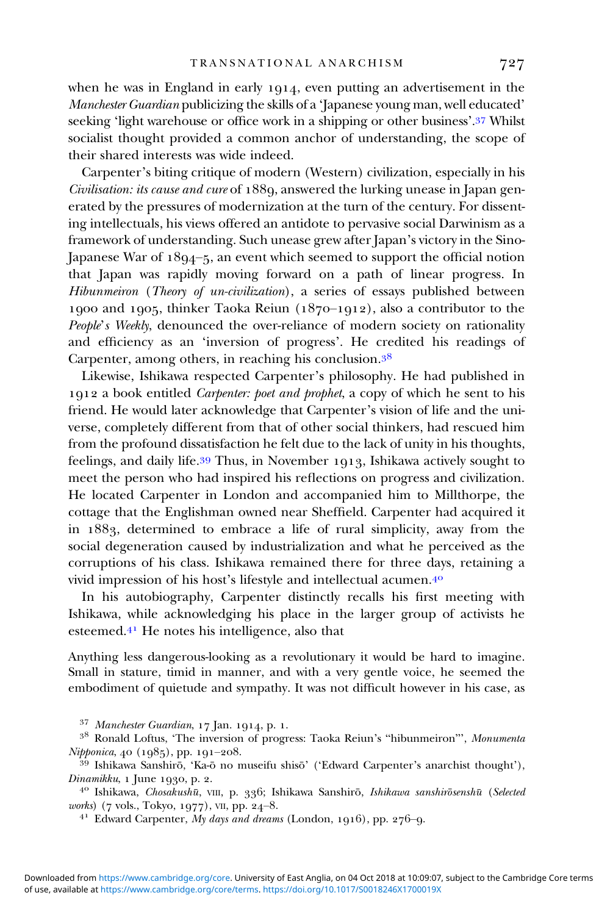when he was in England in early 1914, even putting an advertisement in the *Manchester Guardian* publicizing the skills of a 'Japanese young man, well educated' seeking 'light warehouse or office work in a shipping or other business'.[37] Whilst socialist thought provided a common anchor of understanding, the scope of their shared interests was wide indeed.

Carpenter's biting critique of modern (Western) civilization, especially in his *Civilisation: its cause and cure* of 1889, answered the lurking unease in Japan generated by the pressures of modernization at the turn of the century. For dissenting intellectuals, his views offered an antidote to pervasive social Darwinism as a framework of understanding. Such unease grew after Japan's victory in the Sino-Japanese War of 1894–5, an event which seemed to support the official notion that Japan was rapidly moving forward on a path of linear progress. In *Hibunmeiron* (*Theory of un-civilization*), a series of essays published between 1900 and 1905, thinker Taoka Reiun (1870–1912), also a contributor to the *People's Weekly*, denounced the over-reliance of modern society on rationality and efficiency as an 'inversion of progress'. He credited his readings of Carpenter, among others, in reaching his conclusion.[38]

Likewise, Ishikawa respected Carpenter's philosophy. He had published in 1912 a book entitled *Carpenter: poet and prophet*, a copy of which he sent to his friend. He would later acknowledge that Carpenter's vision of life and the universe, completely different from that of other social thinkers, had rescued him from the profound dissatisfaction he felt due to the lack of unity in his thoughts, feelings, and daily life.[39] Thus, in November 1913, Ishikawa actively sought to meet the person who had inspired his reflections on progress and civilization. He located Carpenter in London and accompanied him to Millthorpe, the cottage that the Englishman owned near Sheffield. Carpenter had acquired it in 1883, determined to embrace a life of rural simplicity, away from the social degeneration caused by industrialization and what he perceived as the corruptions of his class. Ishikawa remained there for three days, retaining a vivid impression of his host's lifestyle and intellectual acumen.[40]

In his autobiography, Carpenter distinctly recalls his first meeting with Ishikawa, while acknowledging his place in the larger group of activists he esteemed.[41] He notes his intelligence, also that

> Anything less dangerous-looking as a revolutionary it would be hard to imagine. Small in stature, timid in manner, and with a very gentle voice, he seemed the embodiment of quietude and sympathy. It was not difficult however in his case, as

[37] *Manchester Guardian*, 17 Jan. 1914, p. 1.

[38] Ronald Loftus, 'The inversion of progress: Taoka Reiun's "hibunmeiron"', *Monumenta Nipponica*, 40 (1985), pp. 191–208.

[39] Ishikawa Sanshirō, 'Ka-ō no museifu shisō' ('Edward Carpenter's anarchist thought'), *Dinamikku*, 1 June 1930, p. 2.

[40] Ishikawa, *Chosakushū*, VIII, p. 336; Ishikawa Sanshirō, *Ishikawa sanshirōsenshū* (*Selected works*) (7 vols., Tokyo, 1977), VII, pp. 24–8.

[41] Edward Carpenter, *My days and dreams* (London, 1916), pp. 276–9.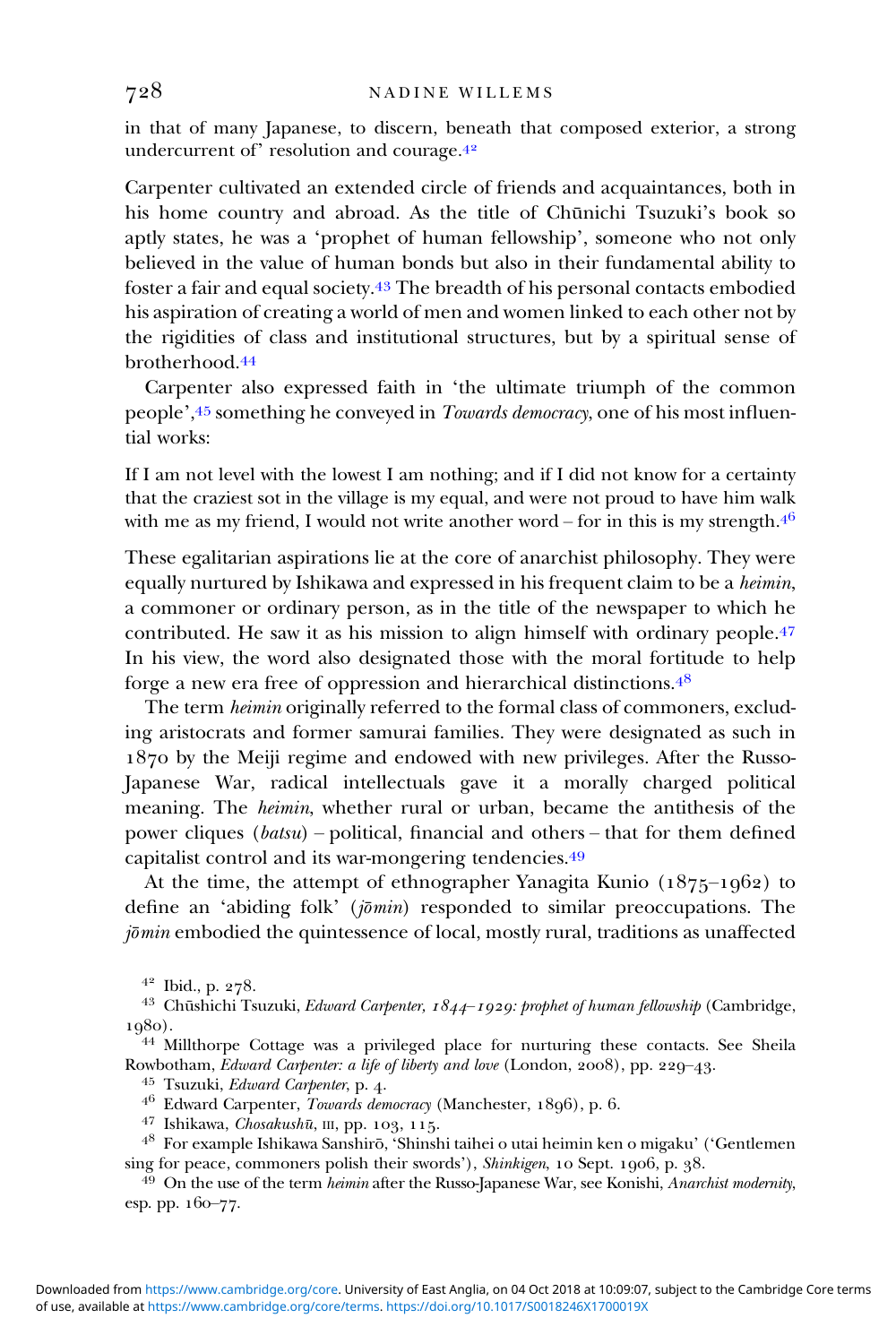in that of many Japanese, to discern, beneath that composed exterior, a strong undercurrent of' resolution and courage.[42]

Carpenter cultivated an extended circle of friends and acquaintances, both in his home country and abroad. As the title of Chūnichi Tsuzuki's book so aptly states, he was a 'prophet of human fellowship', someone who not only believed in the value of human bonds but also in their fundamental ability to foster a fair and equal society.[43] The breadth of his personal contacts embodied his aspiration of creating a world of men and women linked to each other not by the rigidities of class and institutional structures, but by a spiritual sense of brotherhood.[44]

Carpenter also expressed faith in 'the ultimate triumph of the common people',[45] something he conveyed in *Towards democracy*, one of his most influential works:

> If I am not level with the lowest I am nothing; and if I did not know for a certainty that the craziest sot in the village is my equal, and were not proud to have him walk with me as my friend, I would not write another word – for in this is my strength.[46]

These egalitarian aspirations lie at the core of anarchist philosophy. They were equally nurtured by Ishikawa and expressed in his frequent claim to be a *heimin*, a commoner or ordinary person, as in the title of the newspaper to which he contributed. He saw it as his mission to align himself with ordinary people.[47] In his view, the word also designated those with the moral fortitude to help forge a new era free of oppression and hierarchical distinctions.[48]

The term *heimin* originally referred to the formal class of commoners, excluding aristocrats and former samurai families. They were designated as such in 1870 by the Meiji regime and endowed with new privileges. After the Russo-Japanese War, radical intellectuals gave it a morally charged political meaning. The *heimin*, whether rural or urban, became the antithesis of the power cliques (*batsu*) – political, financial and others – that for them defined capitalist control and its war-mongering tendencies.[49]

At the time, the attempt of ethnographer Yanagita Kunio (1875–1962) to define an 'abiding folk' (*jōmin*) responded to similar preoccupations. The *jōmin* embodied the quintessence of local, mostly rural, traditions as unaffected

---

[42] Ibid., p. 278.

[43] Chūshichi Tsuzuki, *Edward Carpenter, 1844–1929: prophet of human fellowship* (Cambridge, 1980).

[44] Millthorpe Cottage was a privileged place for nurturing these contacts. See Sheila Rowbotham, *Edward Carpenter: a life of liberty and love* (London, 2008), pp. 229–43.

[45] Tsuzuki, *Edward Carpenter*, p. 4.

[46] Edward Carpenter, *Towards democracy* (Manchester, 1896), p. 6.

[47] Ishikawa, *Chosakushū*, III, pp. 103, 115.

[48] For example Ishikawa Sanshirō, 'Shinshi taihei o utai heimin ken o migaku' ('Gentlemen sing for peace, commoners polish their swords'), *Shinkigen*, 10 Sept. 1906, p. 38.

[49] On the use of the term *heimin* after the Russo-Japanese War, see Konishi, *Anarchist modernity*, esp. pp. 160–77.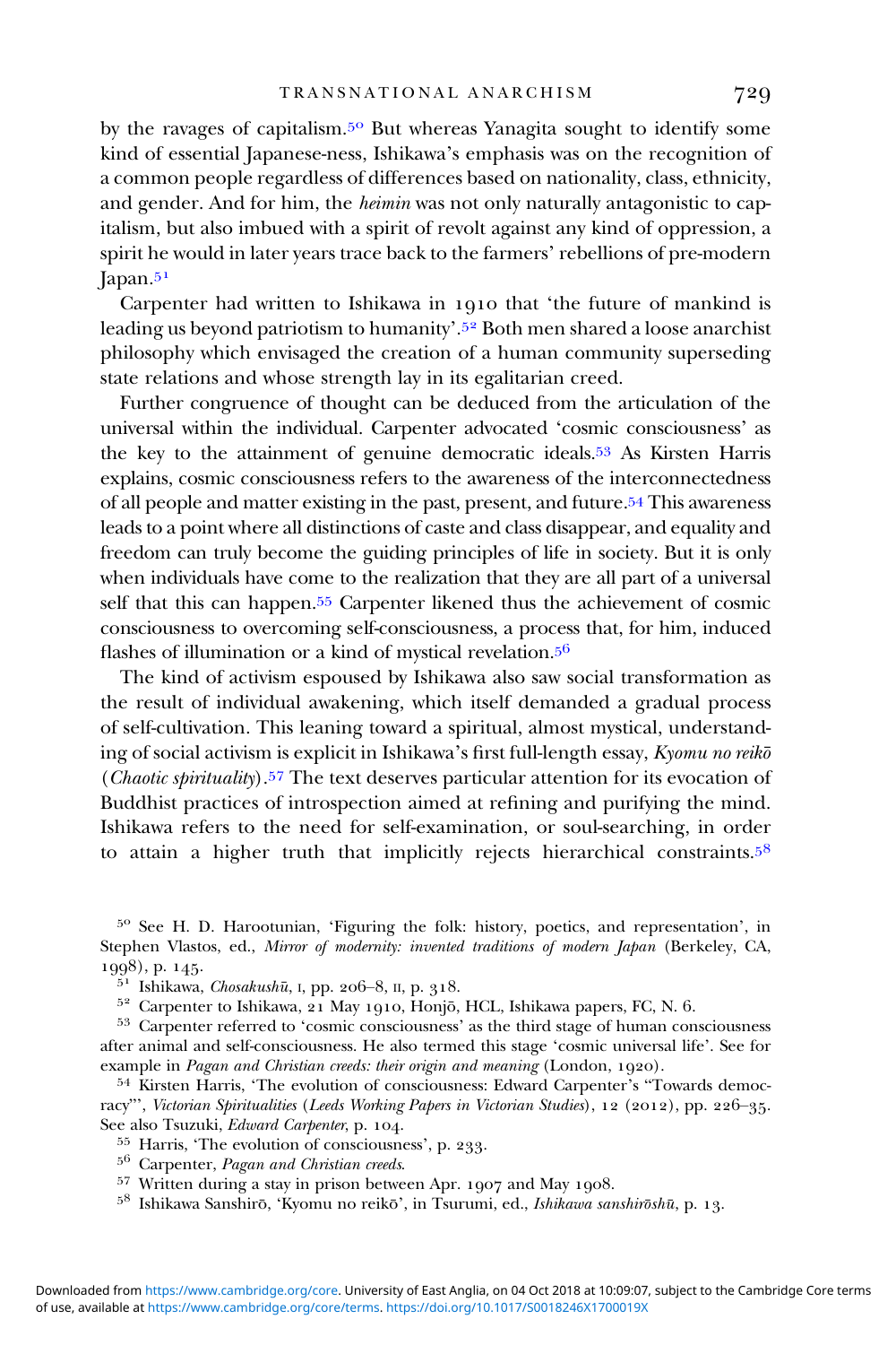by the ravages of capitalism.[50] But whereas Yanagita sought to identify some kind of essential Japanese-ness, Ishikawa's emphasis was on the recognition of a common people regardless of differences based on nationality, class, ethnicity, and gender. And for him, the *heimin* was not only naturally antagonistic to capitalism, but also imbued with a spirit of revolt against any kind of oppression, a spirit he would in later years trace back to the farmers' rebellions of pre-modern Japan.[51]

Carpenter had written to Ishikawa in 1910 that 'the future of mankind is leading us beyond patriotism to humanity'.[52] Both men shared a loose anarchist philosophy which envisaged the creation of a human community superseding state relations and whose strength lay in its egalitarian creed.

Further congruence of thought can be deduced from the articulation of the universal within the individual. Carpenter advocated 'cosmic consciousness' as the key to the attainment of genuine democratic ideals.[53] As Kirsten Harris explains, cosmic consciousness refers to the awareness of the interconnectedness of all people and matter existing in the past, present, and future.[54] This awareness leads to a point where all distinctions of caste and class disappear, and equality and freedom can truly become the guiding principles of life in society. But it is only when individuals have come to the realization that they are all part of a universal self that this can happen.[55] Carpenter likened thus the achievement of cosmic consciousness to overcoming self-consciousness, a process that, for him, induced flashes of illumination or a kind of mystical revelation.[56]

The kind of activism espoused by Ishikawa also saw social transformation as the result of individual awakening, which itself demanded a gradual process of self-cultivation. This leaning toward a spiritual, almost mystical, understanding of social activism is explicit in Ishikawa's first full-length essay, *Kyomu no reikō* (*Chaotic spirituality*).[57] The text deserves particular attention for its evocation of Buddhist practices of introspection aimed at refining and purifying the mind. Ishikawa refers to the need for self-examination, or soul-searching, in order to attain a higher truth that implicitly rejects hierarchical constraints.[58]

[50] See H. D. Harootunian, 'Figuring the folk: history, poetics, and representation', in Stephen Vlastos, ed., *Mirror of modernity: invented traditions of modern Japan* (Berkeley, CA, 1998), p. 145.

[51] Ishikawa, *Chosakushū*, I, pp. 206–8, II, p. 318.

[52] Carpenter to Ishikawa, 21 May 1910, Honjō, HCL, Ishikawa papers, FC, N. 6.

[53] Carpenter referred to 'cosmic consciousness' as the third stage of human consciousness after animal and self-consciousness. He also termed this stage 'cosmic universal life'. See for example in *Pagan and Christian creeds: their origin and meaning* (London, 1920).

[54] Kirsten Harris, 'The evolution of consciousness: Edward Carpenter's "Towards democracy"', *Victorian Spiritualities* (*Leeds Working Papers in Victorian Studies*), 12 (2012), pp. 226–35. See also Tsuzuki, *Edward Carpenter*, p. 104.

[55] Harris, 'The evolution of consciousness', p. 233.

[56] Carpenter, *Pagan and Christian creeds*.

[57] Written during a stay in prison between Apr. 1907 and May 1908.

[58] Ishikawa Sanshirō, 'Kyomu no reikō', in Tsurumi, ed., *Ishikawa sanshirōshū*, p. 13.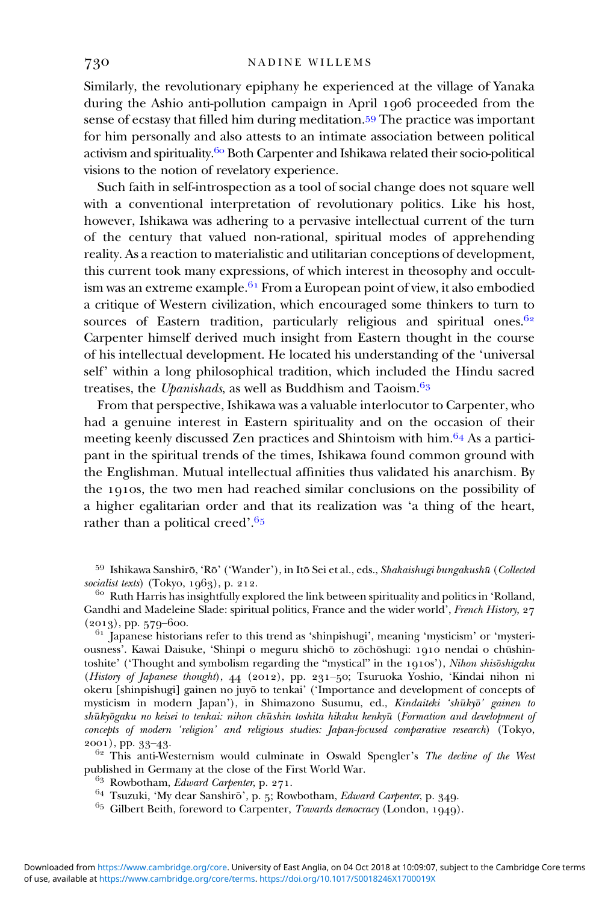Similarly, the revolutionary epiphany he experienced at the village of Yanaka during the Ashio anti-pollution campaign in April 1906 proceeded from the sense of ecstasy that filled him during meditation.[59] The practice was important for him personally and also attests to an intimate association between political activism and spirituality.[60] Both Carpenter and Ishikawa related their socio-political visions to the notion of revelatory experience.

Such faith in self-introspection as a tool of social change does not square well with a conventional interpretation of revolutionary politics. Like his host, however, Ishikawa was adhering to a pervasive intellectual current of the turn of the century that valued non-rational, spiritual modes of apprehending reality. As a reaction to materialistic and utilitarian conceptions of development, this current took many expressions, of which interest in theosophy and occultism was an extreme example.[61] From a European point of view, it also embodied a critique of Western civilization, which encouraged some thinkers to turn to sources of Eastern tradition, particularly religious and spiritual ones.[62] Carpenter himself derived much insight from Eastern thought in the course of his intellectual development. He located his understanding of the 'universal self' within a long philosophical tradition, which included the Hindu sacred treatises, the *Upanishads*, as well as Buddhism and Taoism.[63]

From that perspective, Ishikawa was a valuable interlocutor to Carpenter, who had a genuine interest in Eastern spirituality and on the occasion of their meeting keenly discussed Zen practices and Shintoism with him.[64] As a participant in the spiritual trends of the times, Ishikawa found common ground with the Englishman. Mutual intellectual affinities thus validated his anarchism. By the 1910s, the two men had reached similar conclusions on the possibility of a higher egalitarian order and that its realization was 'a thing of the heart, rather than a political creed'.[65]

---

[59] Ishikawa Sanshirō, 'Rō' ('Wander'), in Itō Sei et al., eds., *Shakaishugi bungakushū* (*Collected socialist texts*) (Tokyo, 1963), p. 212.

[60] Ruth Harris has insightfully explored the link between spirituality and politics in 'Rolland, Gandhi and Madeleine Slade: spiritual politics, France and the wider world', *French History*, 27 (2013), pp. 579–600.

[61] Japanese historians refer to this trend as 'shinpishugi', meaning 'mysticism' or 'mysteriousness'. Kawai Daisuke, 'Shinpi o meguru shichō to zōchōshugi: 1910 nendai o chūshintoshite' ('Thought and symbolism regarding the "mystical" in the 1910s'), *Nihon shisōshigaku* (*History of Japanese thought*), 44 (2012), pp. 231–50; Tsuruoka Yoshio, 'Kindai nihon ni okeru [shinpishugi] gainen no juyō to tenkai' ('Importance and development of concepts of mysticism in modern Japan'), in Shimazono Susumu, ed., *Kindaiteki 'shūkyō' gainen to shūkyōgaku no keisei to tenkai: nihon chūshin toshita hikaku kenkyū* (*Formation and development of concepts of modern 'religion' and religious studies: Japan-focused comparative research*) (Tokyo, 2001), pp. 33–43.

[62] This anti-Westernism would culminate in Oswald Spengler's *The decline of the West* published in Germany at the close of the First World War.

[63] Rowbotham, *Edward Carpenter*, p. 271.

[64] Tsuzuki, 'My dear Sanshirō', p. 5; Rowbotham, *Edward Carpenter*, p. 349.

[65] Gilbert Beith, foreword to Carpenter, *Towards democracy* (London, 1949).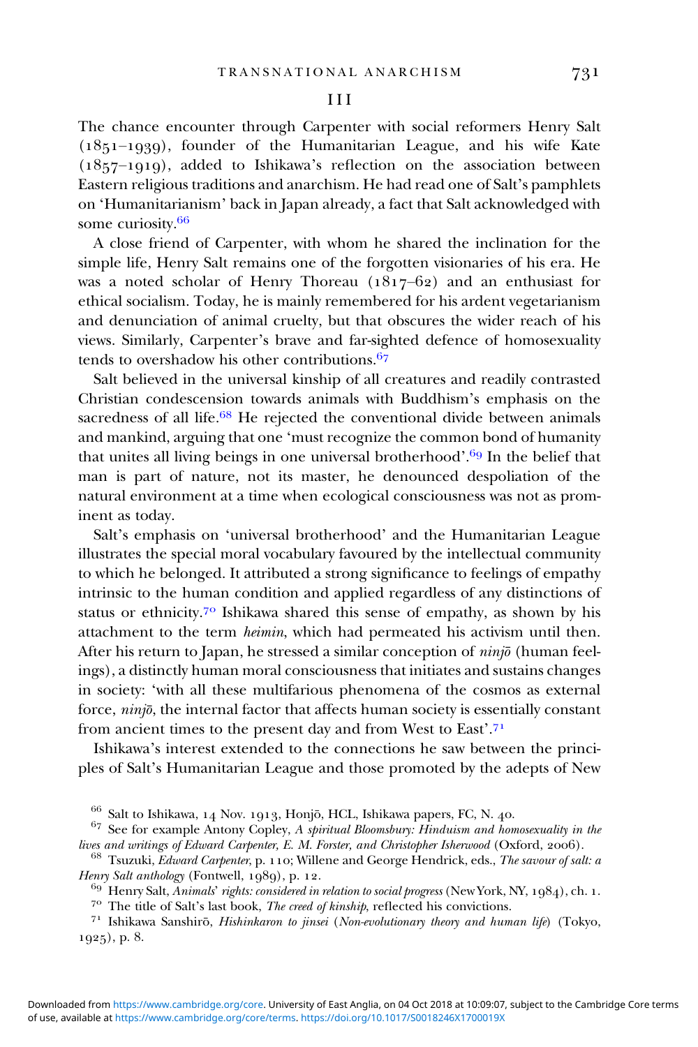## III

The chance encounter through Carpenter with social reformers Henry Salt (1851–1939), founder of the Humanitarian League, and his wife Kate (1857–1919), added to Ishikawa's reflection on the association between Eastern religious traditions and anarchism. He had read one of Salt's pamphlets on 'Humanitarianism' back in Japan already, a fact that Salt acknowledged with some curiosity.[66]

A close friend of Carpenter, with whom he shared the inclination for the simple life, Henry Salt remains one of the forgotten visionaries of his era. He was a noted scholar of Henry Thoreau (1817–62) and an enthusiast for ethical socialism. Today, he is mainly remembered for his ardent vegetarianism and denunciation of animal cruelty, but that obscures the wider reach of his views. Similarly, Carpenter's brave and far-sighted defence of homosexuality tends to overshadow his other contributions.[67]

Salt believed in the universal kinship of all creatures and readily contrasted Christian condescension towards animals with Buddhism's emphasis on the sacredness of all life.[68] He rejected the conventional divide between animals and mankind, arguing that one 'must recognize the common bond of humanity that unites all living beings in one universal brotherhood'.[69] In the belief that man is part of nature, not its master, he denounced despoliation of the natural environment at a time when ecological consciousness was not as prominent as today.

Salt's emphasis on 'universal brotherhood' and the Humanitarian League illustrates the special moral vocabulary favoured by the intellectual community to which he belonged. It attributed a strong significance to feelings of empathy intrinsic to the human condition and applied regardless of any distinctions of status or ethnicity.[70] Ishikawa shared this sense of empathy, as shown by his attachment to the term *heimin*, which had permeated his activism until then. After his return to Japan, he stressed a similar conception of *ninjō* (human feelings), a distinctly human moral consciousness that initiates and sustains changes in society: 'with all these multifarious phenomena of the cosmos as external force, *ninjō*, the internal factor that affects human society is essentially constant from ancient times to the present day and from West to East'.[71]

Ishikawa's interest extended to the connections he saw between the principles of Salt's Humanitarian League and those promoted by the adepts of New

---

[66] Salt to Ishikawa, 14 Nov. 1913, Honjō, HCL, Ishikawa papers, FC, N. 40.

[67] See for example Antony Copley, *A spiritual Bloomsbury: Hinduism and homosexuality in the lives and writings of Edward Carpenter, E. M. Forster, and Christopher Isherwood* (Oxford, 2006).

[68] Tsuzuki, *Edward Carpenter*, p. 110; Willene and George Hendrick, eds., *The savour of salt: a Henry Salt anthology* (Fontwell, 1989), p. 12.

[69] Henry Salt, *Animals' rights: considered in relation to social progress* (New York, NY, 1984), ch. 1.

[70] The title of Salt's last book, *The creed of kinship*, reflected his convictions.

[71] Ishikawa Sanshirō, *Hishinkaron to jinsei* (*Non-evolutionary theory and human life*) (Tokyo, 1925), p. 8.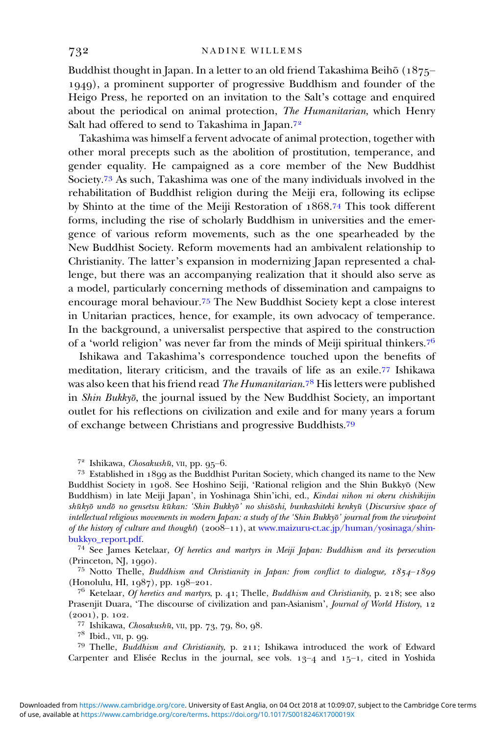Buddhist thought in Japan. In a letter to an old friend Takashima Beihō (1875–1949), a prominent supporter of progressive Buddhism and founder of the Heigo Press, he reported on an invitation to the Salt's cottage and enquired about the periodical on animal protection, *The Humanitarian*, which Henry Salt had offered to send to Takashima in Japan.[72]

Takashima was himself a fervent advocate of animal protection, together with other moral precepts such as the abolition of prostitution, temperance, and gender equality. He campaigned as a core member of the New Buddhist Society.[73] As such, Takashima was one of the many individuals involved in the rehabilitation of Buddhist religion during the Meiji era, following its eclipse by Shinto at the time of the Meiji Restoration of 1868.[74] This took different forms, including the rise of scholarly Buddhism in universities and the emergence of various reform movements, such as the one spearheaded by the New Buddhist Society. Reform movements had an ambivalent relationship to Christianity. The latter's expansion in modernizing Japan represented a challenge, but there was an accompanying realization that it should also serve as a model, particularly concerning methods of dissemination and campaigns to encourage moral behaviour.[75] The New Buddhist Society kept a close interest in Unitarian practices, hence, for example, its own advocacy of temperance. In the background, a universalist perspective that aspired to the construction of a 'world religion' was never far from the minds of Meiji spiritual thinkers.[76]

Ishikawa and Takashima's correspondence touched upon the benefits of meditation, literary criticism, and the travails of life as an exile.[77] Ishikawa was also keen that his friend read *The Humanitarian*.[78] His letters were published in *Shin Bukkyō*, the journal issued by the New Buddhist Society, an important outlet for his reflections on civilization and exile and for many years a forum of exchange between Christians and progressive Buddhists.[79]

---

[72] Ishikawa, *Chosakushū*, VII, pp. 95–6.

[73] Established in 1899 as the Buddhist Puritan Society, which changed its name to the New Buddhist Society in 1908. See Hoshino Seiji, 'Rational religion and the Shin Bukkyō (New Buddhism) in late Meiji Japan', in Yoshinaga Shin'ichi, ed., *Kindai nihon ni okeru chishikijin shūkyō undō no gensetsu kūkan: 'Shin Bukkyō' no shisōshi, bunkashiteki kenkyū* (*Discursive space of intellectual religious movements in modern Japan: a study of the 'Shin Bukkyō' journal from the viewpoint of the history of culture and thought*) (2008–11), at www.maizuru-ct.ac.jp/human/yosinaga/shin-bukkyo_report.pdf.

[74] See James Ketelaar, *Of heretics and martyrs in Meiji Japan: Buddhism and its persecution* (Princeton, NJ, 1990).

[75] Notto Thelle, *Buddhism and Christianity in Japan: from conflict to dialogue, 1854–1899* (Honolulu, HI, 1987), pp. 198–201.

[76] Ketelaar, *Of heretics and martyrs*, p. 41; Thelle, *Buddhism and Christianity*, p. 218; see also Prasenjit Duara, 'The discourse of civilization and pan-Asianism', *Journal of World History*, 12 (2001), p. 102.

[77] Ishikawa, *Chosakushū*, VII, pp. 73, 79, 80, 98.

[78] Ibid., VII, p. 99.

[79] Thelle, *Buddhism and Christianity*, p. 211; Ishikawa introduced the work of Edward Carpenter and Elisée Reclus in the journal, see vols. 13–4 and 15–1, cited in Yoshida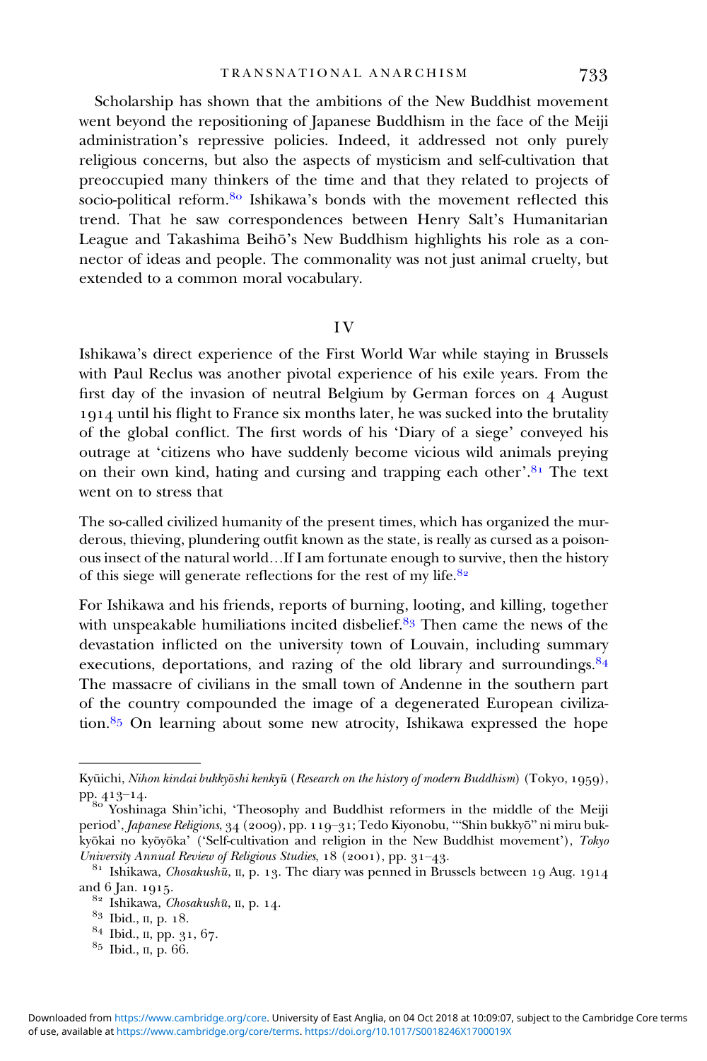Scholarship has shown that the ambitions of the New Buddhist movement went beyond the repositioning of Japanese Buddhism in the face of the Meiji administration's repressive policies. Indeed, it addressed not only purely religious concerns, but also the aspects of mysticism and self-cultivation that preoccupied many thinkers of the time and that they related to projects of socio-political reform.[80] Ishikawa's bonds with the movement reflected this trend. That he saw correspondences between Henry Salt's Humanitarian League and Takashima Beihō's New Buddhism highlights his role as a connector of ideas and people. The commonality was not just animal cruelty, but extended to a common moral vocabulary.

## IV

Ishikawa's direct experience of the First World War while staying in Brussels with Paul Reclus was another pivotal experience of his exile years. From the first day of the invasion of neutral Belgium by German forces on 4 August 1914 until his flight to France six months later, he was sucked into the brutality of the global conflict. The first words of his 'Diary of a siege' conveyed his outrage at 'citizens who have suddenly become vicious wild animals preying on their own kind, hating and cursing and trapping each other'.[81] The text went on to stress that

> The so-called civilized humanity of the present times, which has organized the murderous, thieving, plundering outfit known as the state, is really as cursed as a poisonous insect of the natural world…If I am fortunate enough to survive, then the history of this siege will generate reflections for the rest of my life.[82]

For Ishikawa and his friends, reports of burning, looting, and killing, together with unspeakable humiliations incited disbelief.[83] Then came the news of the devastation inflicted on the university town of Louvain, including summary executions, deportations, and razing of the old library and surroundings.[84] The massacre of civilians in the small town of Andenne in the southern part of the country compounded the image of a degenerated European civilization.[85] On learning about some new atrocity, Ishikawa expressed the hope

---

Kyūichi, *Nihon kindai bukkyōshi kenkyū* (*Research on the history of modern Buddhism*) (Tokyo, 1959), pp. 413–14.

[80] Yoshinaga Shin'ichi, 'Theosophy and Buddhist reformers in the middle of the Meiji period', *Japanese Religions*, 34 (2009), pp. 119–31; Tedo Kiyonobu, '"Shin bukkyō" ni miru bukkyōkai no kyōyōka' ('Self-cultivation and religion in the New Buddhist movement'), *Tokyo University Annual Review of Religious Studies*, 18 (2001), pp. 31–43.

[81] Ishikawa, *Chosakushū*, II, p. 13. The diary was penned in Brussels between 19 Aug. 1914 and 6 Jan. 1915.

[82] Ishikawa, *Chosakushū*, II, p. 14.

[83] Ibid., II, p. 18.

[84] Ibid., II, pp. 31, 67.

[85] Ibid., II, p. 66.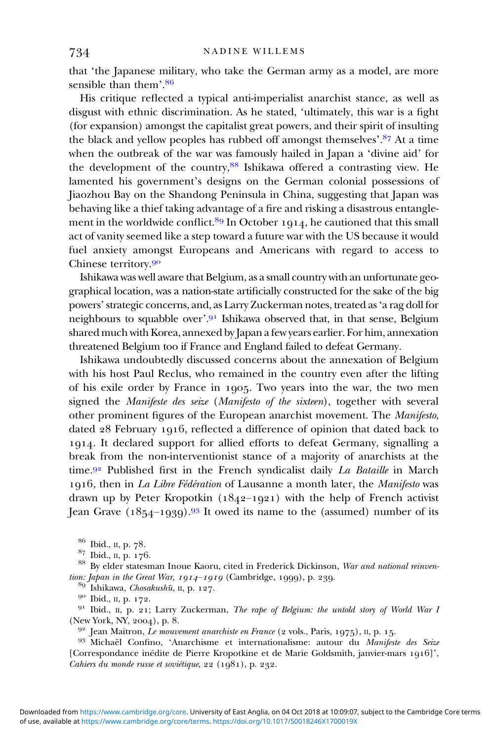that 'the Japanese military, who take the German army as a model, are more sensible than them'.[86]

His critique reflected a typical anti-imperialist anarchist stance, as well as disgust with ethnic discrimination. As he stated, 'ultimately, this war is a fight (for expansion) amongst the capitalist great powers, and their spirit of insulting the black and yellow peoples has rubbed off amongst themselves'.[87] At a time when the outbreak of the war was famously hailed in Japan a 'divine aid' for the development of the country,[88] Ishikawa offered a contrasting view. He lamented his government's designs on the German colonial possessions of Jiaozhou Bay on the Shandong Peninsula in China, suggesting that Japan was behaving like a thief taking advantage of a fire and risking a disastrous entanglement in the worldwide conflict.[89] In October 1914, he cautioned that this small act of vanity seemed like a step toward a future war with the US because it would fuel anxiety amongst Europeans and Americans with regard to access to Chinese territory.[90]

Ishikawa was well aware that Belgium, as a small country with an unfortunate geographical location, was a nation-state artificially constructed for the sake of the big powers' strategic concerns, and, as Larry Zuckerman notes, treated as 'a rag doll for neighbours to squabble over'.[91] Ishikawa observed that, in that sense, Belgium shared much with Korea, annexed by Japan a few years earlier. For him, annexation threatened Belgium too if France and England failed to defeat Germany.

Ishikawa undoubtedly discussed concerns about the annexation of Belgium with his host Paul Reclus, who remained in the country even after the lifting of his exile order by France in 1905. Two years into the war, the two men signed the *Manifeste des seize* (*Manifesto of the sixteen*), together with several other prominent figures of the European anarchist movement. The *Manifesto*, dated 28 February 1916, reflected a difference of opinion that dated back to 1914. It declared support for allied efforts to defeat Germany, signalling a break from the non-interventionist stance of a majority of anarchists at the time.[92] Published first in the French syndicalist daily *La Bataille* in March 1916, then in *La Libre Fédération* of Lausanne a month later, the *Manifesto* was drawn up by Peter Kropotkin (1842–1921) with the help of French activist Jean Grave (1854–1939).[93] It owed its name to the (assumed) number of its

[86] Ibid., II, p. 78.

[87] Ibid., II, p. 176.

[88] By elder statesman Inoue Kaoru, cited in Frederick Dickinson, *War and national reinvention: Japan in the Great War, 1914–1919* (Cambridge, 1999), p. 239.

[89] Ishikawa, *Chosakushū*, II, p. 127.

[90] Ibid., II, p. 172.

[91] Ibid., II, p. 21; Larry Zuckerman, *The rape of Belgium: the untold story of World War I* (New York, NY, 2004), p. 8.

[92] Jean Maitron, *Le mouvement anarchiste en France* (2 vols., Paris, 1975), II, p. 15.

[93] Michaël Confino, 'Anarchisme et internationalisme: autour du *Manifeste des Seize* [Correspondance inédite de Pierre Kropotkine et de Marie Goldsmith, janvier-mars 1916]', *Cahiers du monde russe et soviétique*, 22 (1981), p. 232.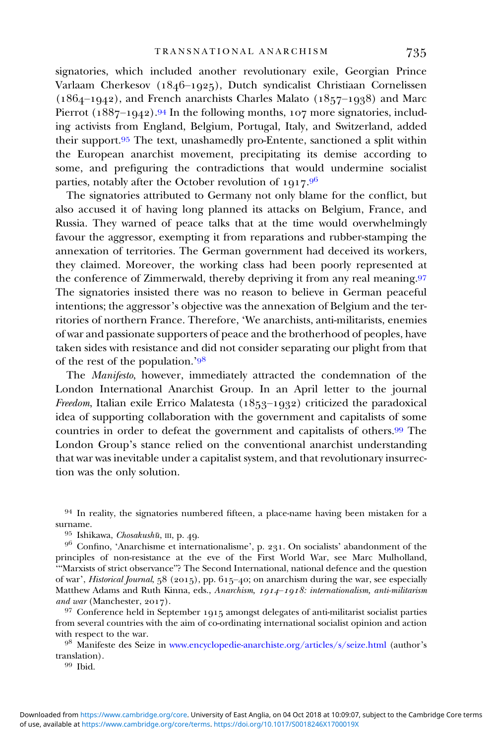signatories, which included another revolutionary exile, Georgian Prince Varlaam Cherkesov (1846–1925), Dutch syndicalist Christiaan Cornelissen (1864–1942), and French anarchists Charles Malato (1857–1938) and Marc Pierrot (1887–1942).[94] In the following months, 107 more signatories, including activists from England, Belgium, Portugal, Italy, and Switzerland, added their support.[95] The text, unashamedly pro-Entente, sanctioned a split within the European anarchist movement, precipitating its demise according to some, and prefiguring the contradictions that would undermine socialist parties, notably after the October revolution of 1917.[96]

The signatories attributed to Germany not only blame for the conflict, but also accused it of having long planned its attacks on Belgium, France, and Russia. They warned of peace talks that at the time would overwhelmingly favour the aggressor, exempting it from reparations and rubber-stamping the annexation of territories. The German government had deceived its workers, they claimed. Moreover, the working class had been poorly represented at the conference of Zimmerwald, thereby depriving it from any real meaning.[97] The signatories insisted there was no reason to believe in German peaceful intentions; the aggressor's objective was the annexation of Belgium and the territories of northern France. Therefore, 'We anarchists, anti-militarists, enemies of war and passionate supporters of peace and the brotherhood of peoples, have taken sides with resistance and did not consider separating our plight from that of the rest of the population.'[98]

The *Manifesto*, however, immediately attracted the condemnation of the London International Anarchist Group. In an April letter to the journal *Freedom*, Italian exile Errico Malatesta (1853–1932) criticized the paradoxical idea of supporting collaboration with the government and capitalists of some countries in order to defeat the government and capitalists of others.[99] The London Group's stance relied on the conventional anarchist understanding that war was inevitable under a capitalist system, and that revolutionary insurrection was the only solution.

[94] In reality, the signatories numbered fifteen, a place-name having been mistaken for a surname.

[95] Ishikawa, *Chosakushū*, III, p. 49.

[96] Confino, 'Anarchisme et internationalisme', p. 231. On socialists' abandonment of the principles of non-resistance at the eve of the First World War, see Marc Mulholland, '"Marxists of strict observance"? The Second International, national defence and the question of war', *Historical Journal*, 58 (2015), pp. 615–40; on anarchism during the war, see especially Matthew Adams and Ruth Kinna, eds., *Anarchism, 1914–1918: internationalism, anti-militarism and war* (Manchester, 2017).

[97] Conference held in September 1915 amongst delegates of anti-militarist socialist parties from several countries with the aim of co-ordinating international socialist opinion and action with respect to the war.

[98] Manifeste des Seize in www.encyclopedie-anarchiste.org/articles/s/seize.html (author's translation).

[99] Ibid.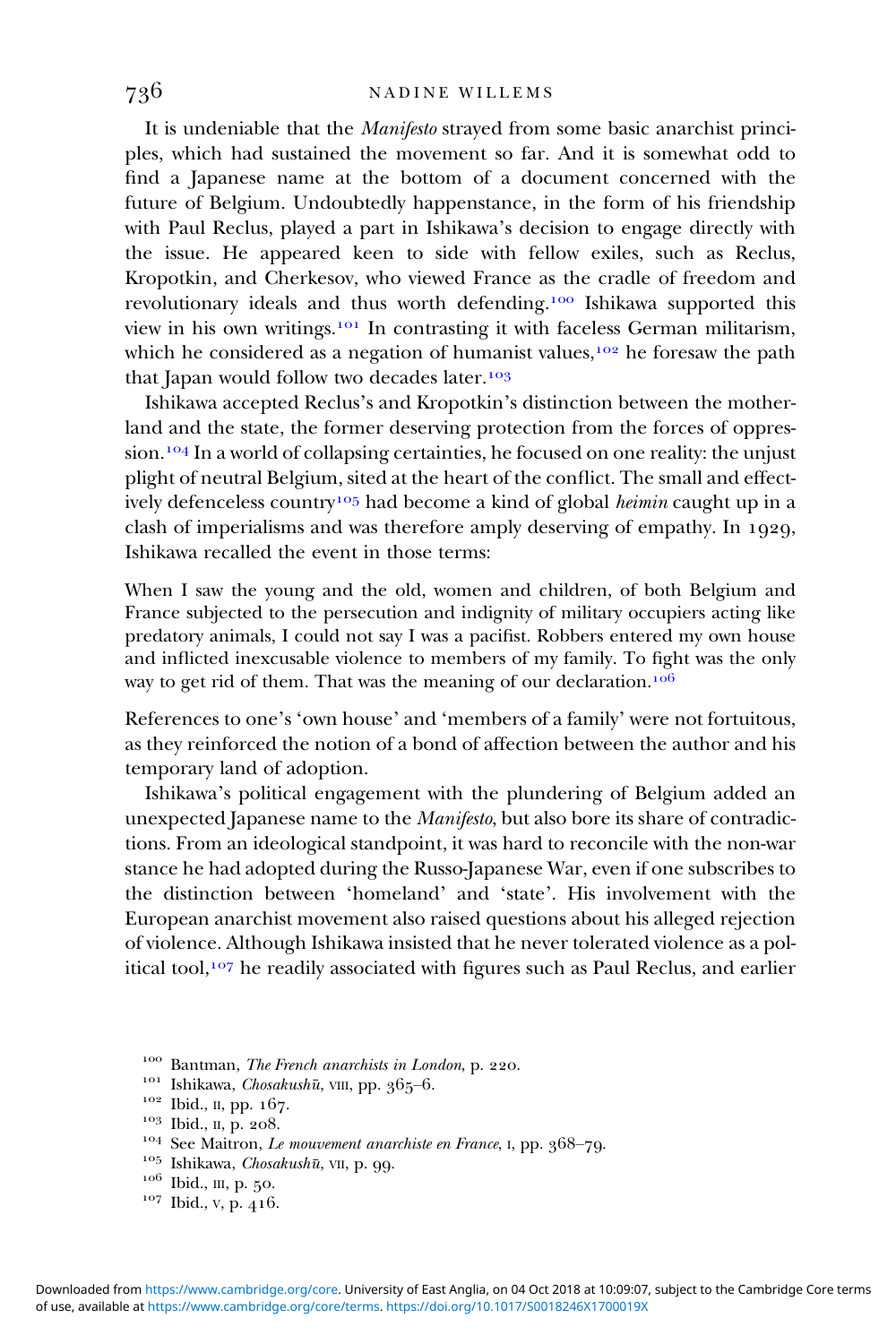It is undeniable that the *Manifesto* strayed from some basic anarchist principles, which had sustained the movement so far. And it is somewhat odd to find a Japanese name at the bottom of a document concerned with the future of Belgium. Undoubtedly happenstance, in the form of his friendship with Paul Reclus, played a part in Ishikawa's decision to engage directly with the issue. He appeared keen to side with fellow exiles, such as Reclus, Kropotkin, and Cherkesov, who viewed France as the cradle of freedom and revolutionary ideals and thus worth defending.[100] Ishikawa supported this view in his own writings.[101] In contrasting it with faceless German militarism, which he considered as a negation of humanist values,[102] he foresaw the path that Japan would follow two decades later.[103]

Ishikawa accepted Reclus's and Kropotkin's distinction between the motherland and the state, the former deserving protection from the forces of oppression.[104] In a world of collapsing certainties, he focused on one reality: the unjust plight of neutral Belgium, sited at the heart of the conflict. The small and effectively defenceless country[105] had become a kind of global *heimin* caught up in a clash of imperialisms and was therefore amply deserving of empathy. In 1929, Ishikawa recalled the event in those terms:

> When I saw the young and the old, women and children, of both Belgium and France subjected to the persecution and indignity of military occupiers acting like predatory animals, I could not say I was a pacifist. Robbers entered my own house and inflicted inexcusable violence to members of my family. To fight was the only way to get rid of them. That was the meaning of our declaration.[106]

References to one's 'own house' and 'members of a family' were not fortuitous, as they reinforced the notion of a bond of affection between the author and his temporary land of adoption.

Ishikawa's political engagement with the plundering of Belgium added an unexpected Japanese name to the *Manifesto*, but also bore its share of contradictions. From an ideological standpoint, it was hard to reconcile with the non-war stance he had adopted during the Russo-Japanese War, even if one subscribes to the distinction between 'homeland' and 'state'. His involvement with the European anarchist movement also raised questions about his alleged rejection of violence. Although Ishikawa insisted that he never tolerated violence as a political tool,[107] he readily associated with figures such as Paul Reclus, and earlier

[100] Bantman, *The French anarchists in London*, p. 220.
[101] Ishikawa, *Chosakushū*, VIII, pp. 365–6.
[102] Ibid., II, pp. 167.
[103] Ibid., II, p. 208.
[104] See Maitron, *Le mouvement anarchiste en France*, I, pp. 368–79.
[105] Ishikawa, *Chosakushū*, VII, p. 99.
[106] Ibid., III, p. 50.
[107] Ibid., V, p. 416.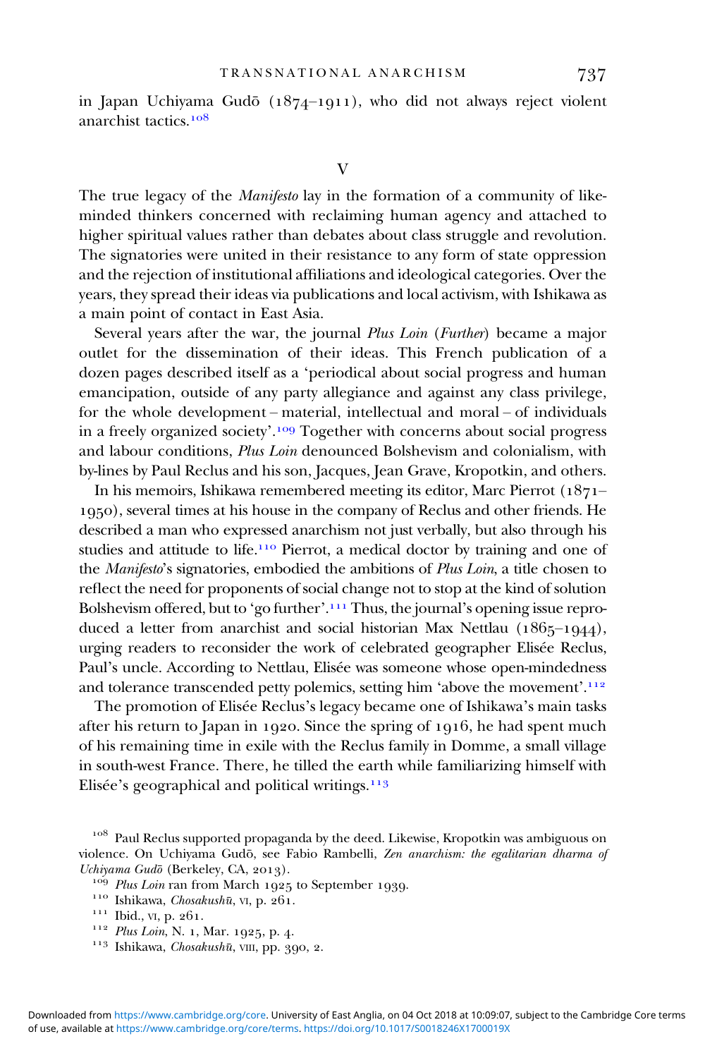in Japan Uchiyama Gudō (1874–1911), who did not always reject violent anarchist tactics.[108]

## V

The true legacy of the *Manifesto* lay in the formation of a community of like-minded thinkers concerned with reclaiming human agency and attached to higher spiritual values rather than debates about class struggle and revolution. The signatories were united in their resistance to any form of state oppression and the rejection of institutional affiliations and ideological categories. Over the years, they spread their ideas via publications and local activism, with Ishikawa as a main point of contact in East Asia.

Several years after the war, the journal *Plus Loin* (*Further*) became a major outlet for the dissemination of their ideas. This French publication of a dozen pages described itself as a 'periodical about social progress and human emancipation, outside of any party allegiance and against any class privilege, for the whole development – material, intellectual and moral – of individuals in a freely organized society'.[109] Together with concerns about social progress and labour conditions, *Plus Loin* denounced Bolshevism and colonialism, with by-lines by Paul Reclus and his son, Jacques, Jean Grave, Kropotkin, and others.

In his memoirs, Ishikawa remembered meeting its editor, Marc Pierrot (1871–1950), several times at his house in the company of Reclus and other friends. He described a man who expressed anarchism not just verbally, but also through his studies and attitude to life.[110] Pierrot, a medical doctor by training and one of the *Manifesto*'s signatories, embodied the ambitions of *Plus Loin*, a title chosen to reflect the need for proponents of social change not to stop at the kind of solution Bolshevism offered, but to 'go further'.[111] Thus, the journal's opening issue reproduced a letter from anarchist and social historian Max Nettlau (1865–1944), urging readers to reconsider the work of celebrated geographer Elisée Reclus, Paul's uncle. According to Nettlau, Elisée was someone whose open-mindedness and tolerance transcended petty polemics, setting him 'above the movement'.[112]

The promotion of Elisée Reclus's legacy became one of Ishikawa's main tasks after his return to Japan in 1920. Since the spring of 1916, he had spent much of his remaining time in exile with the Reclus family in Domme, a small village in south-west France. There, he tilled the earth while familiarizing himself with Elisée's geographical and political writings.[113]

[108] Paul Reclus supported propaganda by the deed. Likewise, Kropotkin was ambiguous on violence. On Uchiyama Gudō, see Fabio Rambelli, *Zen anarchism: the egalitarian dharma of Uchiyama Gudō* (Berkeley, CA, 2013).

[109] *Plus Loin* ran from March 1925 to September 1939.

[110] Ishikawa, *Chosakushū*, VI, p. 261.

[111] Ibid., VI, p. 261.

[112] *Plus Loin*, N. 1, Mar. 1925, p. 4.

[113] Ishikawa, *Chosakushū*, VIII, pp. 390, 2.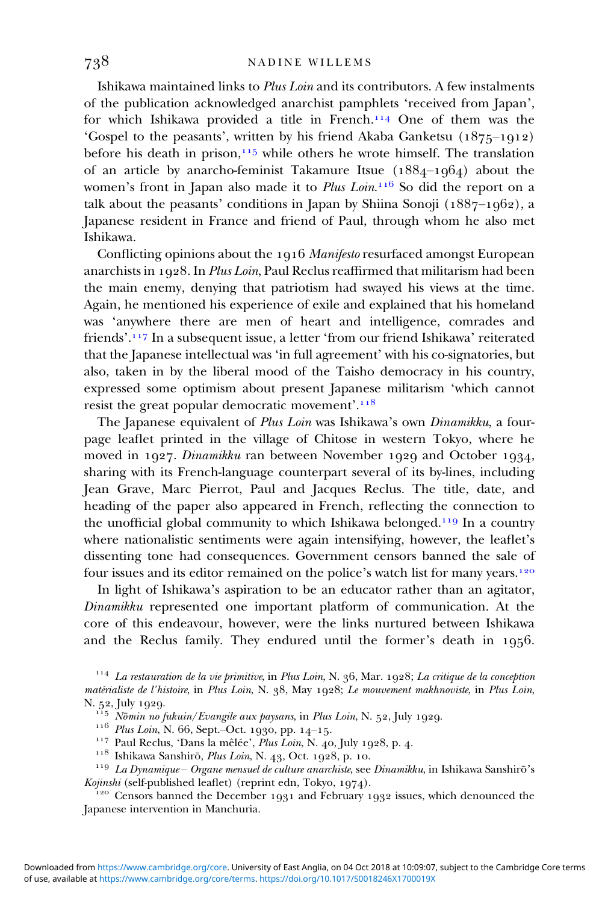Ishikawa maintained links to *Plus Loin* and its contributors. A few instalments of the publication acknowledged anarchist pamphlets 'received from Japan', for which Ishikawa provided a title in French.[114] One of them was the 'Gospel to the peasants', written by his friend Akaba Ganketsu (1875–1912) before his death in prison,[115] while others he wrote himself. The translation of an article by anarcho-feminist Takamure Itsue (1884–1964) about the women's front in Japan also made it to *Plus Loin*.[116] So did the report on a talk about the peasants' conditions in Japan by Shiina Sonoji (1887–1962), a Japanese resident in France and friend of Paul, through whom he also met Ishikawa.

Conflicting opinions about the 1916 *Manifesto* resurfaced amongst European anarchists in 1928. In *Plus Loin*, Paul Reclus reaffirmed that militarism had been the main enemy, denying that patriotism had swayed his views at the time. Again, he mentioned his experience of exile and explained that his homeland was 'anywhere there are men of heart and intelligence, comrades and friends'.[117] In a subsequent issue, a letter 'from our friend Ishikawa' reiterated that the Japanese intellectual was 'in full agreement' with his co-signatories, but also, taken in by the liberal mood of the Taisho democracy in his country, expressed some optimism about present Japanese militarism 'which cannot resist the great popular democratic movement'.[118]

The Japanese equivalent of *Plus Loin* was Ishikawa's own *Dinamikku*, a four-page leaflet printed in the village of Chitose in western Tokyo, where he moved in 1927. *Dinamikku* ran between November 1929 and October 1934, sharing with its French-language counterpart several of its by-lines, including Jean Grave, Marc Pierrot, Paul and Jacques Reclus. The title, date, and heading of the paper also appeared in French, reflecting the connection to the unofficial global community to which Ishikawa belonged.[119] In a country where nationalistic sentiments were again intensifying, however, the leaflet's dissenting tone had consequences. Government censors banned the sale of four issues and its editor remained on the police's watch list for many years.[120]

In light of Ishikawa's aspiration to be an educator rather than an agitator, *Dinamikku* represented one important platform of communication. At the core of this endeavour, however, were the links nurtured between Ishikawa and the Reclus family. They endured until the former's death in 1956.

[114] *La restauration de la vie primitive*, in *Plus Loin*, N. 36, Mar. 1928; *La critique de la conception matérialiste de l'histoire*, in *Plus Loin*, N. 38, May 1928; *Le mouvement makhnoviste*, in *Plus Loin*, N. 52, July 1929.

[115] *Nōmin no fukuin/Evangile aux paysans*, in *Plus Loin*, N. 52, July 1929.

[116] *Plus Loin*, N. 66, Sept.–Oct. 1930, pp. 14–15.

[117] Paul Reclus, 'Dans la mêlée', *Plus Loin*, N. 40, July 1928, p. 4.

[118] Ishikawa Sanshirō, *Plus Loin*, N. 43, Oct. 1928, p. 10.

[119] *La Dynamique – Organe mensuel de culture anarchiste*, see *Dinamikku*, in Ishikawa Sanshirō's *Kojinshi* (self-published leaflet) (reprint edn, Tokyo, 1974).

[120] Censors banned the December 1931 and February 1932 issues, which denounced the Japanese intervention in Manchuria.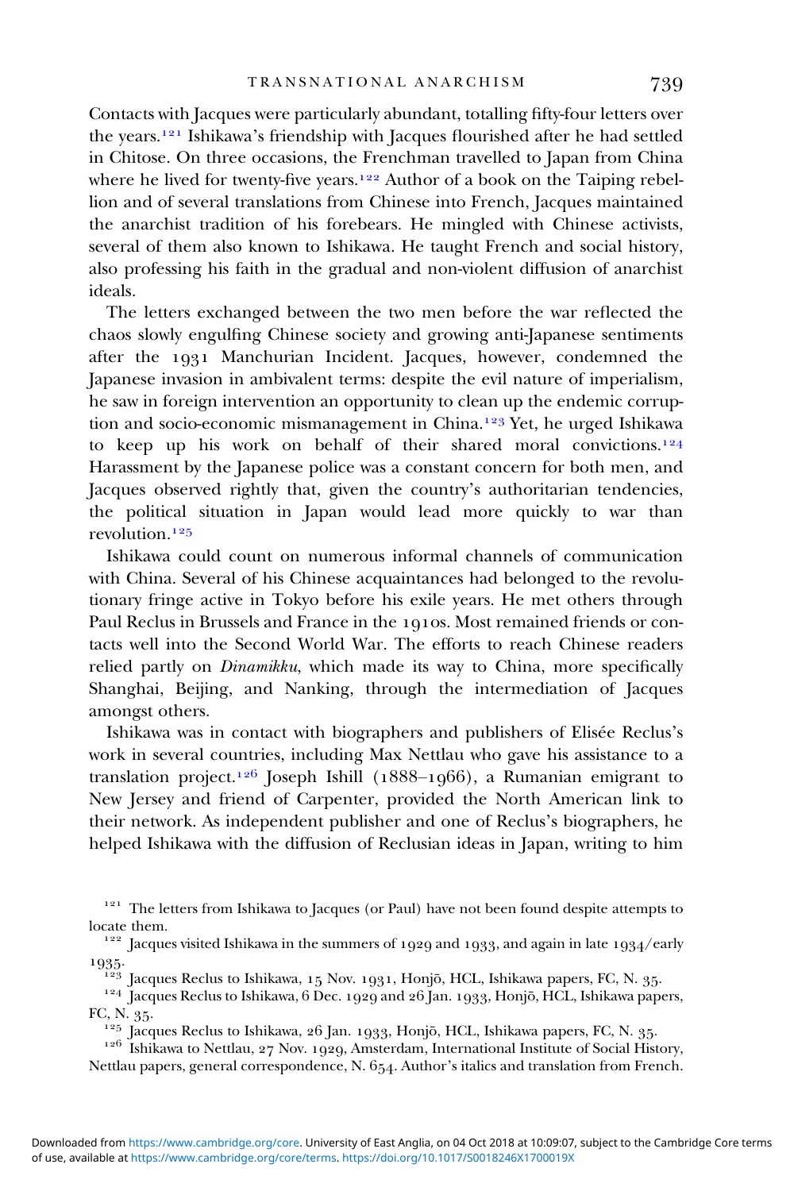Contacts with Jacques were particularly abundant, totalling fifty-four letters over the years.[121] Ishikawa's friendship with Jacques flourished after he had settled in Chitose. On three occasions, the Frenchman travelled to Japan from China where he lived for twenty-five years.[122] Author of a book on the Taiping rebellion and of several translations from Chinese into French, Jacques maintained the anarchist tradition of his forebears. He mingled with Chinese activists, several of them also known to Ishikawa. He taught French and social history, also professing his faith in the gradual and non-violent diffusion of anarchist ideals.

The letters exchanged between the two men before the war reflected the chaos slowly engulfing Chinese society and growing anti-Japanese sentiments after the 1931 Manchurian Incident. Jacques, however, condemned the Japanese invasion in ambivalent terms: despite the evil nature of imperialism, he saw in foreign intervention an opportunity to clean up the endemic corruption and socio-economic mismanagement in China.[123] Yet, he urged Ishikawa to keep up his work on behalf of their shared moral convictions.[124] Harassment by the Japanese police was a constant concern for both men, and Jacques observed rightly that, given the country's authoritarian tendencies, the political situation in Japan would lead more quickly to war than revolution.[125]

Ishikawa could count on numerous informal channels of communication with China. Several of his Chinese acquaintances had belonged to the revolutionary fringe active in Tokyo before his exile years. He met others through Paul Reclus in Brussels and France in the 1910s. Most remained friends or contacts well into the Second World War. The efforts to reach Chinese readers relied partly on *Dinamikku*, which made its way to China, more specifically Shanghai, Beijing, and Nanking, through the intermediation of Jacques amongst others.

Ishikawa was in contact with biographers and publishers of Elisée Reclus's work in several countries, including Max Nettlau who gave his assistance to a translation project.[126] Joseph Ishill (1888–1966), a Rumanian emigrant to New Jersey and friend of Carpenter, provided the North American link to their network. As independent publisher and one of Reclus's biographers, he helped Ishikawa with the diffusion of Reclusian ideas in Japan, writing to him

[121] The letters from Ishikawa to Jacques (or Paul) have not been found despite attempts to locate them.

[122] Jacques visited Ishikawa in the summers of 1929 and 1933, and again in late 1934/early 1935.

[123] Jacques Reclus to Ishikawa, 15 Nov. 1931, Honjō, HCL, Ishikawa papers, FC, N. 35.

[124] Jacques Reclus to Ishikawa, 6 Dec. 1929 and 26 Jan. 1933, Honjō, HCL, Ishikawa papers, FC, N. 35.

[125] Jacques Reclus to Ishikawa, 26 Jan. 1933, Honjō, HCL, Ishikawa papers, FC, N. 35.

[126] Ishikawa to Nettlau, 27 Nov. 1929, Amsterdam, International Institute of Social History, Nettlau papers, general correspondence, N. 654. Author's italics and translation from French.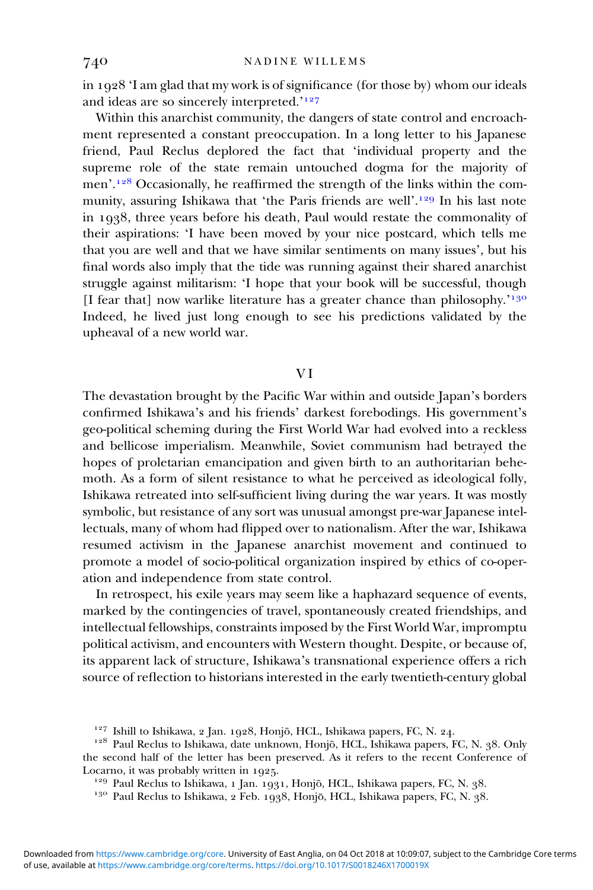in 1928 'I am glad that my work is of significance (for those by) whom our ideals and ideas are so sincerely interpreted.'[127]

Within this anarchist community, the dangers of state control and encroachment represented a constant preoccupation. In a long letter to his Japanese friend, Paul Reclus deplored the fact that 'individual property and the supreme role of the state remain untouched dogma for the majority of men'.[128] Occasionally, he reaffirmed the strength of the links within the community, assuring Ishikawa that 'the Paris friends are well'.[129] In his last note in 1938, three years before his death, Paul would restate the commonality of their aspirations: 'I have been moved by your nice postcard, which tells me that you are well and that we have similar sentiments on many issues', but his final words also imply that the tide was running against their shared anarchist struggle against militarism: 'I hope that your book will be successful, though [I fear that] now warlike literature has a greater chance than philosophy.'[130] Indeed, he lived just long enough to see his predictions validated by the upheaval of a new world war.

## VI

The devastation brought by the Pacific War within and outside Japan's borders confirmed Ishikawa's and his friends' darkest forebodings. His government's geo-political scheming during the First World War had evolved into a reckless and bellicose imperialism. Meanwhile, Soviet communism had betrayed the hopes of proletarian emancipation and given birth to an authoritarian behemoth. As a form of silent resistance to what he perceived as ideological folly, Ishikawa retreated into self-sufficient living during the war years. It was mostly symbolic, but resistance of any sort was unusual amongst pre-war Japanese intellectuals, many of whom had flipped over to nationalism. After the war, Ishikawa resumed activism in the Japanese anarchist movement and continued to promote a model of socio-political organization inspired by ethics of co-operation and independence from state control.

In retrospect, his exile years may seem like a haphazard sequence of events, marked by the contingencies of travel, spontaneously created friendships, and intellectual fellowships, constraints imposed by the First World War, impromptu political activism, and encounters with Western thought. Despite, or because of, its apparent lack of structure, Ishikawa's transnational experience offers a rich source of reflection to historians interested in the early twentieth-century global

[127] Ishill to Ishikawa, 2 Jan. 1928, Honjō, HCL, Ishikawa papers, FC, N. 24.

[128] Paul Reclus to Ishikawa, date unknown, Honjō, HCL, Ishikawa papers, FC, N. 38. Only the second half of the letter has been preserved. As it refers to the recent Conference of Locarno, it was probably written in 1925.

[129] Paul Reclus to Ishikawa, 1 Jan. 1931, Honjō, HCL, Ishikawa papers, FC, N. 38.

[130] Paul Reclus to Ishikawa, 2 Feb. 1938, Honjō, HCL, Ishikawa papers, FC, N. 38.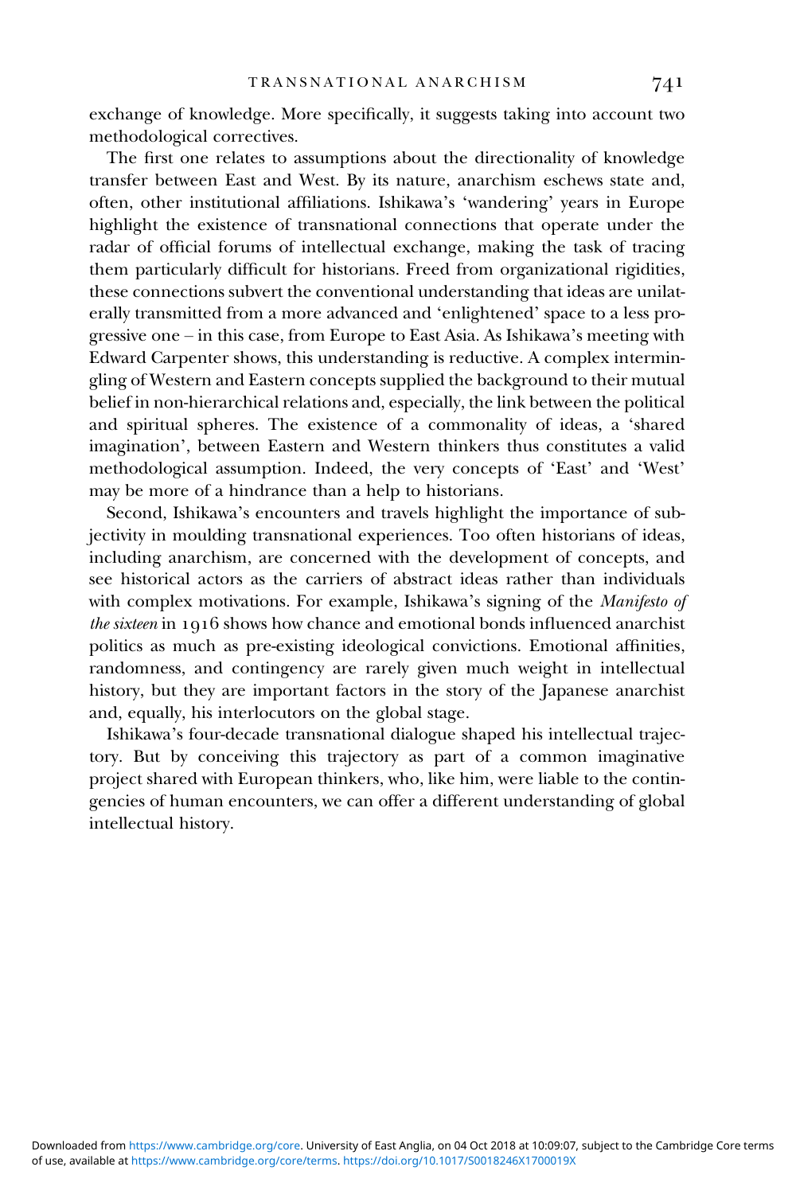exchange of knowledge. More specifically, it suggests taking into account two methodological correctives.

The first one relates to assumptions about the directionality of knowledge transfer between East and West. By its nature, anarchism eschews state and, often, other institutional affiliations. Ishikawa's 'wandering' years in Europe highlight the existence of transnational connections that operate under the radar of official forums of intellectual exchange, making the task of tracing them particularly difficult for historians. Freed from organizational rigidities, these connections subvert the conventional understanding that ideas are unilaterally transmitted from a more advanced and 'enlightened' space to a less progressive one – in this case, from Europe to East Asia. As Ishikawa's meeting with Edward Carpenter shows, this understanding is reductive. A complex intermingling of Western and Eastern concepts supplied the background to their mutual belief in non-hierarchical relations and, especially, the link between the political and spiritual spheres. The existence of a commonality of ideas, a 'shared imagination', between Eastern and Western thinkers thus constitutes a valid methodological assumption. Indeed, the very concepts of 'East' and 'West' may be more of a hindrance than a help to historians.

Second, Ishikawa's encounters and travels highlight the importance of subjectivity in moulding transnational experiences. Too often historians of ideas, including anarchism, are concerned with the development of concepts, and see historical actors as the carriers of abstract ideas rather than individuals with complex motivations. For example, Ishikawa's signing of the *Manifesto of the sixteen* in 1916 shows how chance and emotional bonds influenced anarchist politics as much as pre-existing ideological convictions. Emotional affinities, randomness, and contingency are rarely given much weight in intellectual history, but they are important factors in the story of the Japanese anarchist and, equally, his interlocutors on the global stage.

Ishikawa's four-decade transnational dialogue shaped his intellectual trajectory. But by conceiving this trajectory as part of a common imaginative project shared with European thinkers, who, like him, were liable to the contingencies of human encounters, we can offer a different understanding of global intellectual history.